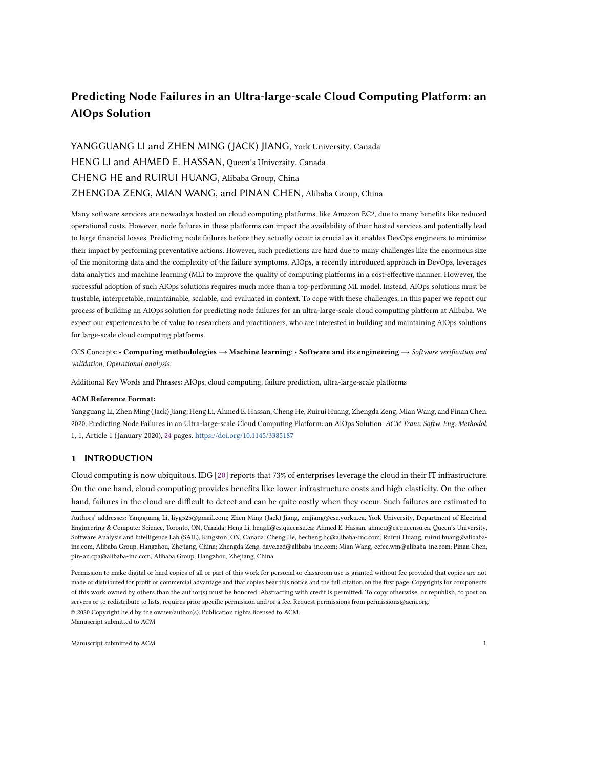# Predicting Node Failures in an Ultra-large-scale Cloud Computing Platform: an AIOps Solution

YANGGUANG LI and ZHEN MING (JACK) JIANG, York University, Canada
HENG LI and AHMED E. HASSAN, Queen's University, Canada
CHENG HE and RUIRUI HUANG, Alibaba Group, China
ZHENGDA ZENG, MIAN WANG, and PINAN CHEN, Alibaba Group, China

Many software services are nowadays hosted on cloud computing platforms, like Amazon EC2, due to many benefits like reduced operational costs. However, node failures in these platforms can impact the availability of their hosted services and potentially lead to large financial losses. Predicting node failures before they actually occur is crucial as it enables DevOps engineers to minimize their impact by performing preventative actions. However, such predictions are hard due to many challenges like the enormous size of the monitoring data and the complexity of the failure symptoms. AIOps, a recently introduced approach in DevOps, leverages data analytics and machine learning (ML) to improve the quality of computing platforms in a cost-effective manner. However, the successful adoption of such AIOps solutions requires much more than a top-performing ML model. Instead, AIOps solutions must be trustable, interpretable, maintainable, scalable, and evaluated in context. To cope with these challenges, in this paper we report our process of building an AIOps solution for predicting node failures for an ultra-large-scale cloud computing platform at Alibaba. We expect our experiences to be of value to researchers and practitioners, who are interested in building and maintaining AIOps solutions for large-scale cloud computing platforms.

CCS Concepts: • **Computing methodologies → Machine learning**; • **Software and its engineering →** *Software verification and validation*; *Operational analysis.*

Additional Key Words and Phrases: AIOps, cloud computing, failure prediction, ultra-large-scale platforms

**ACM Reference Format:**
Yangguang Li, Zhen Ming (Jack) Jiang, Heng Li, Ahmed E. Hassan, Cheng He, Ruirui Huang, Zhengda Zeng, Mian Wang, and Pinan Chen. 2020. Predicting Node Failures in an Ultra-large-scale Cloud Computing Platform: an AIOps Solution. *ACM Trans. Softw. Eng. Methodol.* 1, 1, Article 1 (January 2020), 24 pages. https://doi.org/10.1145/3385187

## 1 INTRODUCTION

Cloud computing is now ubiquitous. IDG [20] reports that 73% of enterprises leverage the cloud in their IT infrastructure. On the one hand, cloud computing provides benefits like lower infrastructure costs and high elasticity. On the other hand, failures in the cloud are difficult to detect and can be quite costly when they occur. Such failures are estimated to

---

Authors' addresses: Yangguang Li, liyg525@gmail.com; Zhen Ming (Jack) Jiang, zmjiang@cse.yorku.ca, York University, Department of Electrical Engineering & Computer Science, Toronto, ON, Canada; Heng Li, hengli@cs.queensu.ca; Ahmed E. Hassan, ahmed@cs.queensu.ca, Queen's University, Software Analysis and Intelligence Lab (SAIL), Kingston, ON, Canada; Cheng He, hecheng.hc@alibaba-inc.com; Ruirui Huang, ruirui.huang@alibaba-inc.com, Alibaba Group, Hangzhou, Zhejiang, China; Zhengda Zeng, dave.zzd@alibaba-inc.com; Mian Wang, eefee.wm@alibaba-inc.com; Pinan Chen, pin-an.cpa@alibaba-inc.com, Alibaba Group, Hangzhou, Zhejiang, China.

---

Permission to make digital or hard copies of all or part of this work for personal or classroom use is granted without fee provided that copies are not made or distributed for profit or commercial advantage and that copies bear this notice and the full citation on the first page. Copyrights for components of this work owned by others than the author(s) must be honored. Abstracting with credit is permitted. To copy otherwise, or republish, to post on servers or to redistribute to lists, requires prior specific permission and/or a fee. Request permissions from permissions@acm.org.
© 2020 Copyright held by the owner/author(s). Publication rights licensed to ACM.
Manuscript submitted to ACM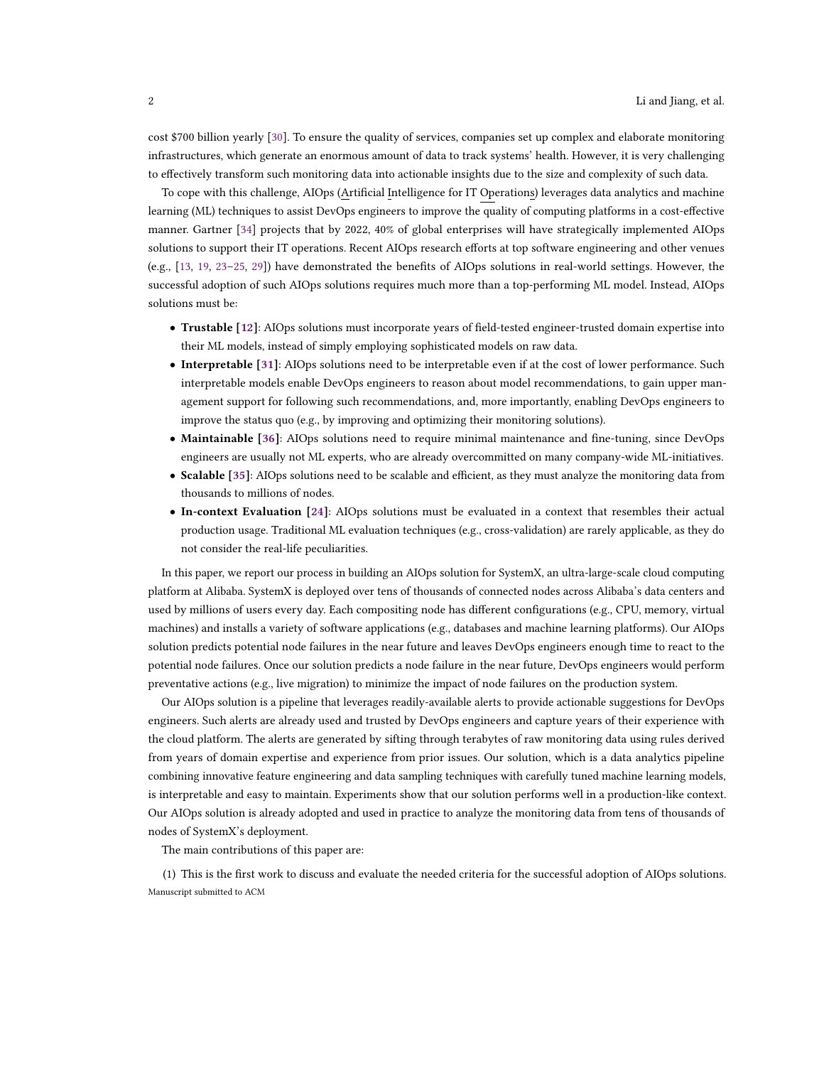cost $700 billion yearly [30]. To ensure the quality of services, companies set up complex and elaborate monitoring infrastructures, which generate an enormous amount of data to track systems' health. However, it is very challenging to effectively transform such monitoring data into actionable insights due to the size and complexity of such data.

To cope with this challenge, AIOps (Artificial Intelligence for IT Operations) leverages data analytics and machine learning (ML) techniques to assist DevOps engineers to improve the quality of computing platforms in a cost-effective manner. Gartner [34] projects that by 2022, 40% of global enterprises will have strategically implemented AIOps solutions to support their IT operations. Recent AIOps research efforts at top software engineering and other venues (e.g., [13, 19, 23–25, 29]) have demonstrated the benefits of AIOps solutions in real-world settings. However, the successful adoption of such AIOps solutions requires much more than a top-performing ML model. Instead, AIOps solutions must be:

- **Trustable [12]:** AIOps solutions must incorporate years of field-tested engineer-trusted domain expertise into their ML models, instead of simply employing sophisticated models on raw data.
- **Interpretable [31]:** AIOps solutions need to be interpretable even if at the cost of lower performance. Such interpretable models enable DevOps engineers to reason about model recommendations, to gain upper management support for following such recommendations, and, more importantly, enabling DevOps engineers to improve the status quo (e.g., by improving and optimizing their monitoring solutions).
- **Maintainable [36]:** AIOps solutions need to require minimal maintenance and fine-tuning, since DevOps engineers are usually not ML experts, who are already overcommitted on many company-wide ML-initiatives.
- **Scalable [35]:** AIOps solutions need to be scalable and efficient, as they must analyze the monitoring data from thousands to millions of nodes.
- **In-context Evaluation [24]:** AIOps solutions must be evaluated in a context that resembles their actual production usage. Traditional ML evaluation techniques (e.g., cross-validation) are rarely applicable, as they do not consider the real-life peculiarities.

In this paper, we report our process in building an AIOps solution for SystemX, an ultra-large-scale cloud computing platform at Alibaba. SystemX is deployed over tens of thousands of connected nodes across Alibaba's data centers and used by millions of users every day. Each compositing node has different configurations (e.g., CPU, memory, virtual machines) and installs a variety of software applications (e.g., databases and machine learning platforms). Our AIOps solution predicts potential node failures in the near future and leaves DevOps engineers enough time to react to the potential node failures. Once our solution predicts a node failure in the near future, DevOps engineers would perform preventative actions (e.g., live migration) to minimize the impact of node failures on the production system.

Our AIOps solution is a pipeline that leverages readily-available alerts to provide actionable suggestions for DevOps engineers. Such alerts are already used and trusted by DevOps engineers and capture years of their experience with the cloud platform. The alerts are generated by sifting through terabytes of raw monitoring data using rules derived from years of domain expertise and experience from prior issues. Our solution, which is a data analytics pipeline combining innovative feature engineering and data sampling techniques with carefully tuned machine learning models, is interpretable and easy to maintain. Experiments show that our solution performs well in a production-like context. Our AIOps solution is already adopted and used in practice to analyze the monitoring data from tens of thousands of nodes of SystemX's deployment.

The main contributions of this paper are:

(1) This is the first work to discuss and evaluate the needed criteria for the successful adoption of AIOps solutions.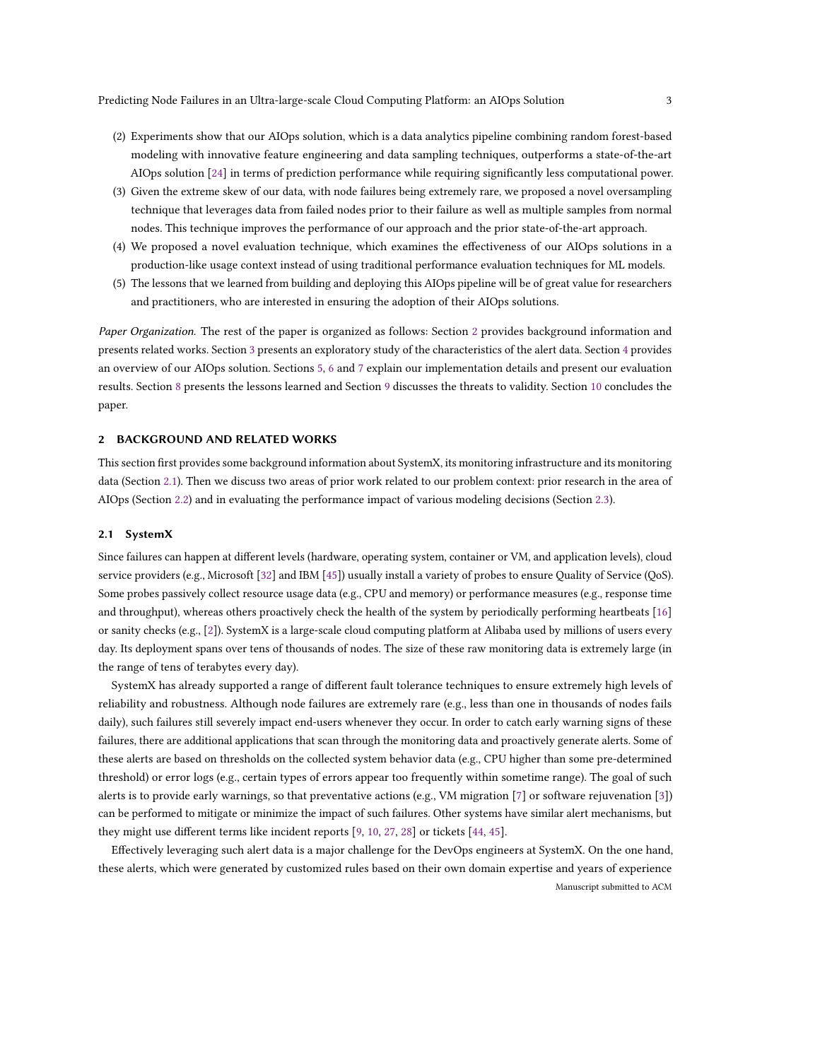(2) Experiments show that our AIOps solution, which is a data analytics pipeline combining random forest-based modeling with innovative feature engineering and data sampling techniques, outperforms a state-of-the-art AIOps solution [24] in terms of prediction performance while requiring significantly less computational power.

(3) Given the extreme skew of our data, with node failures being extremely rare, we proposed a novel oversampling technique that leverages data from failed nodes prior to their failure as well as multiple samples from normal nodes. This technique improves the performance of our approach and the prior state-of-the-art approach.

(4) We proposed a novel evaluation technique, which examines the effectiveness of our AIOps solutions in a production-like usage context instead of using traditional performance evaluation techniques for ML models.

(5) The lessons that we learned from building and deploying this AIOps pipeline will be of great value for researchers and practitioners, who are interested in ensuring the adoption of their AIOps solutions.

*Paper Organization.* The rest of the paper is organized as follows: Section 2 provides background information and presents related works. Section 3 presents an exploratory study of the characteristics of the alert data. Section 4 provides an overview of our AIOps solution. Sections 5, 6 and 7 explain our implementation details and present our evaluation results. Section 8 presents the lessons learned and Section 9 discusses the threats to validity. Section 10 concludes the paper.

## 2 BACKGROUND AND RELATED WORKS

This section first provides some background information about SystemX, its monitoring infrastructure and its monitoring data (Section 2.1). Then we discuss two areas of prior work related to our problem context: prior research in the area of AIOps (Section 2.2) and in evaluating the performance impact of various modeling decisions (Section 2.3).

### 2.1 SystemX

Since failures can happen at different levels (hardware, operating system, container or VM, and application levels), cloud service providers (e.g., Microsoft [32] and IBM [45]) usually install a variety of probes to ensure Quality of Service (QoS). Some probes passively collect resource usage data (e.g., CPU and memory) or performance measures (e.g., response time and throughput), whereas others proactively check the health of the system by periodically performing heartbeats [16] or sanity checks (e.g., [2]). SystemX is a large-scale cloud computing platform at Alibaba used by millions of users every day. Its deployment spans over tens of thousands of nodes. The size of these raw monitoring data is extremely large (in the range of tens of terabytes every day).

SystemX has already supported a range of different fault tolerance techniques to ensure extremely high levels of reliability and robustness. Although node failures are extremely rare (e.g., less than one in thousands of nodes fails daily), such failures still severely impact end-users whenever they occur. In order to catch early warning signs of these failures, there are additional applications that scan through the monitoring data and proactively generate alerts. Some of these alerts are based on thresholds on the collected system behavior data (e.g., CPU higher than some pre-determined threshold) or error logs (e.g., certain types of errors appear too frequently within sometime range). The goal of such alerts is to provide early warnings, so that preventative actions (e.g., VM migration [7] or software rejuvenation [3]) can be performed to mitigate or minimize the impact of such failures. Other systems have similar alert mechanisms, but they might use different terms like incident reports [9, 10, 27, 28] or tickets [44, 45].

Effectively leveraging such alert data is a major challenge for the DevOps engineers at SystemX. On the one hand, these alerts, which were generated by customized rules based on their own domain expertise and years of experience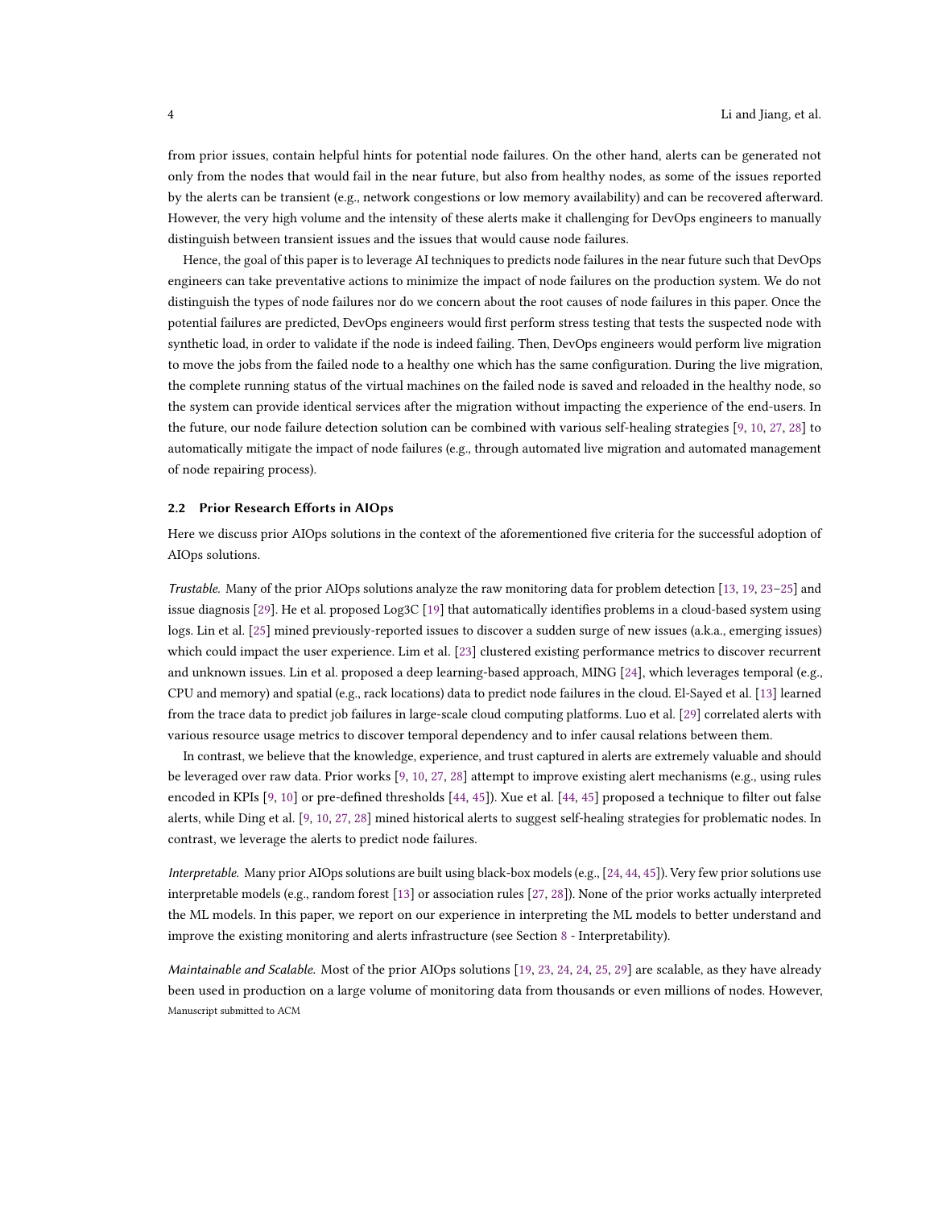from prior issues, contain helpful hints for potential node failures. On the other hand, alerts can be generated not only from the nodes that would fail in the near future, but also from healthy nodes, as some of the issues reported by the alerts can be transient (e.g., network congestions or low memory availability) and can be recovered afterward. However, the very high volume and the intensity of these alerts make it challenging for DevOps engineers to manually distinguish between transient issues and the issues that would cause node failures.

Hence, the goal of this paper is to leverage AI techniques to predicts node failures in the near future such that DevOps engineers can take preventative actions to minimize the impact of node failures on the production system. We do not distinguish the types of node failures nor do we concern about the root causes of node failures in this paper. Once the potential failures are predicted, DevOps engineers would first perform stress testing that tests the suspected node with synthetic load, in order to validate if the node is indeed failing. Then, DevOps engineers would perform live migration to move the jobs from the failed node to a healthy one which has the same configuration. During the live migration, the complete running status of the virtual machines on the failed node is saved and reloaded in the healthy node, so the system can provide identical services after the migration without impacting the experience of the end-users. In the future, our node failure detection solution can be combined with various self-healing strategies [9, 10, 27, 28] to automatically mitigate the impact of node failures (e.g., through automated live migration and automated management of node repairing process).

### 2.2 Prior Research Efforts in AIOps

Here we discuss prior AIOps solutions in the context of the aforementioned five criteria for the successful adoption of AIOps solutions.

*Trustable.* Many of the prior AIOps solutions analyze the raw monitoring data for problem detection [13, 19, 23–25] and issue diagnosis [29]. He et al. proposed Log3C [19] that automatically identifies problems in a cloud-based system using logs. Lin et al. [25] mined previously-reported issues to discover a sudden surge of new issues (a.k.a., emerging issues) which could impact the user experience. Lim et al. [23] clustered existing performance metrics to discover recurrent and unknown issues. Lin et al. proposed a deep learning-based approach, MING [24], which leverages temporal (e.g., CPU and memory) and spatial (e.g., rack locations) data to predict node failures in the cloud. El-Sayed et al. [13] learned from the trace data to predict job failures in large-scale cloud computing platforms. Luo et al. [29] correlated alerts with various resource usage metrics to discover temporal dependency and to infer causal relations between them.

In contrast, we believe that the knowledge, experience, and trust captured in alerts are extremely valuable and should be leveraged over raw data. Prior works [9, 10, 27, 28] attempt to improve existing alert mechanisms (e.g., using rules encoded in KPIs [9, 10] or pre-defined thresholds [44, 45]). Xue et al. [44, 45] proposed a technique to filter out false alerts, while Ding et al. [9, 10, 27, 28] mined historical alerts to suggest self-healing strategies for problematic nodes. In contrast, we leverage the alerts to predict node failures.

*Interpretable.* Many prior AIOps solutions are built using black-box models (e.g., [24, 44, 45]). Very few prior solutions use interpretable models (e.g., random forest [13] or association rules [27, 28]). None of the prior works actually interpreted the ML models. In this paper, we report on our experience in interpreting the ML models to better understand and improve the existing monitoring and alerts infrastructure (see Section 8 - Interpretability).

*Maintainable and Scalable.* Most of the prior AIOps solutions [19, 23, 24, 24, 25, 29] are scalable, as they have already been used in production on a large volume of monitoring data from thousands or even millions of nodes. However,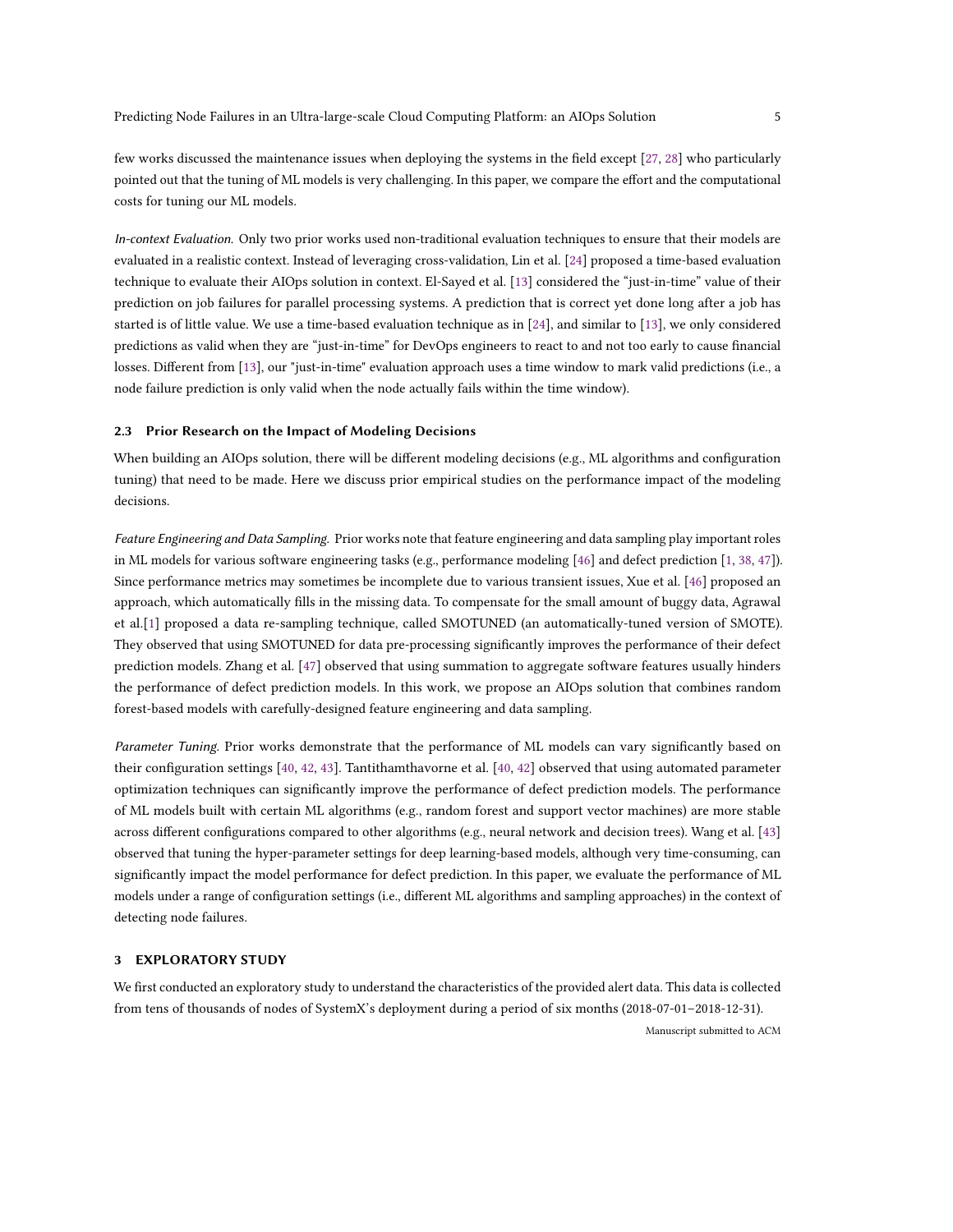few works discussed the maintenance issues when deploying the systems in the field except [27, 28] who particularly pointed out that the tuning of ML models is very challenging. In this paper, we compare the effort and the computational costs for tuning our ML models.

*In-context Evaluation.* Only two prior works used non-traditional evaluation techniques to ensure that their models are evaluated in a realistic context. Instead of leveraging cross-validation, Lin et al. [24] proposed a time-based evaluation technique to evaluate their AIOps solution in context. El-Sayed et al. [13] considered the "just-in-time" value of their prediction on job failures for parallel processing systems. A prediction that is correct yet done long after a job has started is of little value. We use a time-based evaluation technique as in [24], and similar to [13], we only considered predictions as valid when they are "just-in-time" for DevOps engineers to react to and not too early to cause financial losses. Different from [13], our "just-in-time" evaluation approach uses a time window to mark valid predictions (i.e., a node failure prediction is only valid when the node actually fails within the time window).

### 2.3 Prior Research on the Impact of Modeling Decisions

When building an AIOps solution, there will be different modeling decisions (e.g., ML algorithms and configuration tuning) that need to be made. Here we discuss prior empirical studies on the performance impact of the modeling decisions.

*Feature Engineering and Data Sampling.* Prior works note that feature engineering and data sampling play important roles in ML models for various software engineering tasks (e.g., performance modeling [46] and defect prediction [1, 38, 47]). Since performance metrics may sometimes be incomplete due to various transient issues, Xue et al. [46] proposed an approach, which automatically fills in the missing data. To compensate for the small amount of buggy data, Agrawal et al.[1] proposed a data re-sampling technique, called SMOTUNED (an automatically-tuned version of SMOTE). They observed that using SMOTUNED for data pre-processing significantly improves the performance of their defect prediction models. Zhang et al. [47] observed that using summation to aggregate software features usually hinders the performance of defect prediction models. In this work, we propose an AIOps solution that combines random forest-based models with carefully-designed feature engineering and data sampling.

*Parameter Tuning.* Prior works demonstrate that the performance of ML models can vary significantly based on their configuration settings [40, 42, 43]. Tantithamthavorne et al. [40, 42] observed that using automated parameter optimization techniques can significantly improve the performance of defect prediction models. The performance of ML models built with certain ML algorithms (e.g., random forest and support vector machines) are more stable across different configurations compared to other algorithms (e.g., neural network and decision trees). Wang et al. [43] observed that tuning the hyper-parameter settings for deep learning-based models, although very time-consuming, can significantly impact the model performance for defect prediction. In this paper, we evaluate the performance of ML models under a range of configuration settings (i.e., different ML algorithms and sampling approaches) in the context of detecting node failures.

## 3 EXPLORATORY STUDY

We first conducted an exploratory study to understand the characteristics of the provided alert data. This data is collected from tens of thousands of nodes of SystemX's deployment during a period of six months (2018-07-01–2018-12-31).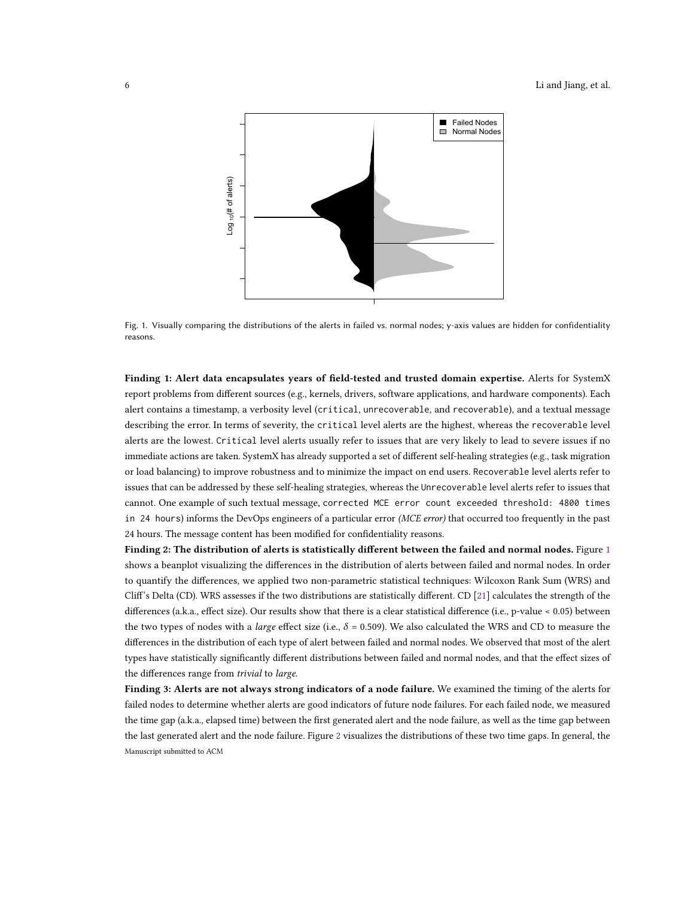Fig. 1. Visually comparing the distributions of the alerts in failed vs. normal nodes; y-axis values are hidden for confidentiality reasons.

**Finding 1: Alert data encapsulates years of field-tested and trusted domain expertise.** Alerts for SystemX report problems from different sources (e.g., kernels, drivers, software applications, and hardware components). Each alert contains a timestamp, a verbosity level (`critical`, `unrecoverable`, and `recoverable`), and a textual message describing the error. In terms of severity, the `critical` level alerts are the highest, whereas the `recoverable` level alerts are the lowest. `Critical` level alerts usually refer to issues that are very likely to lead to severe issues if no immediate actions are taken. SystemX has already supported a set of different self-healing strategies (e.g., task migration or load balancing) to improve robustness and to minimize the impact on end users. `Recoverable` level alerts refer to issues that can be addressed by these self-healing strategies, whereas the `Unrecoverable` level alerts refer to issues that cannot. One example of such textual message, `corrected MCE error count exceeded threshold: 4800 times in 24 hours`) informs the DevOps engineers of a particular error *(MCE error)* that occurred too frequently in the past 24 hours. The message content has been modified for confidentiality reasons.

**Finding 2: The distribution of alerts is statistically different between the failed and normal nodes.** Figure 1 shows a beanplot visualizing the differences in the distribution of alerts between failed and normal nodes. In order to quantify the differences, we applied two non-parametric statistical techniques: Wilcoxon Rank Sum (WRS) and Cliff's Delta (CD). WRS assesses if the two distributions are statistically different. CD [21] calculates the strength of the differences (a.k.a., effect size). Our results show that there is a clear statistical difference (i.e., p-value $< 0.05$) between the two types of nodes with a *large* effect size (i.e., $\delta = 0.509$). We also calculated the WRS and CD to measure the differences in the distribution of each type of alert between failed and normal nodes. We observed that most of the alert types have statistically significantly different distributions between failed and normal nodes, and that the effect sizes of the differences range from *trivial* to *large*.

**Finding 3: Alerts are not always strong indicators of a node failure.** We examined the timing of the alerts for failed nodes to determine whether alerts are good indicators of future node failures. For each failed node, we measured the time gap (a.k.a., elapsed time) between the first generated alert and the node failure, as well as the time gap between the last generated alert and the node failure. Figure 2 visualizes the distributions of these two time gaps. In general, the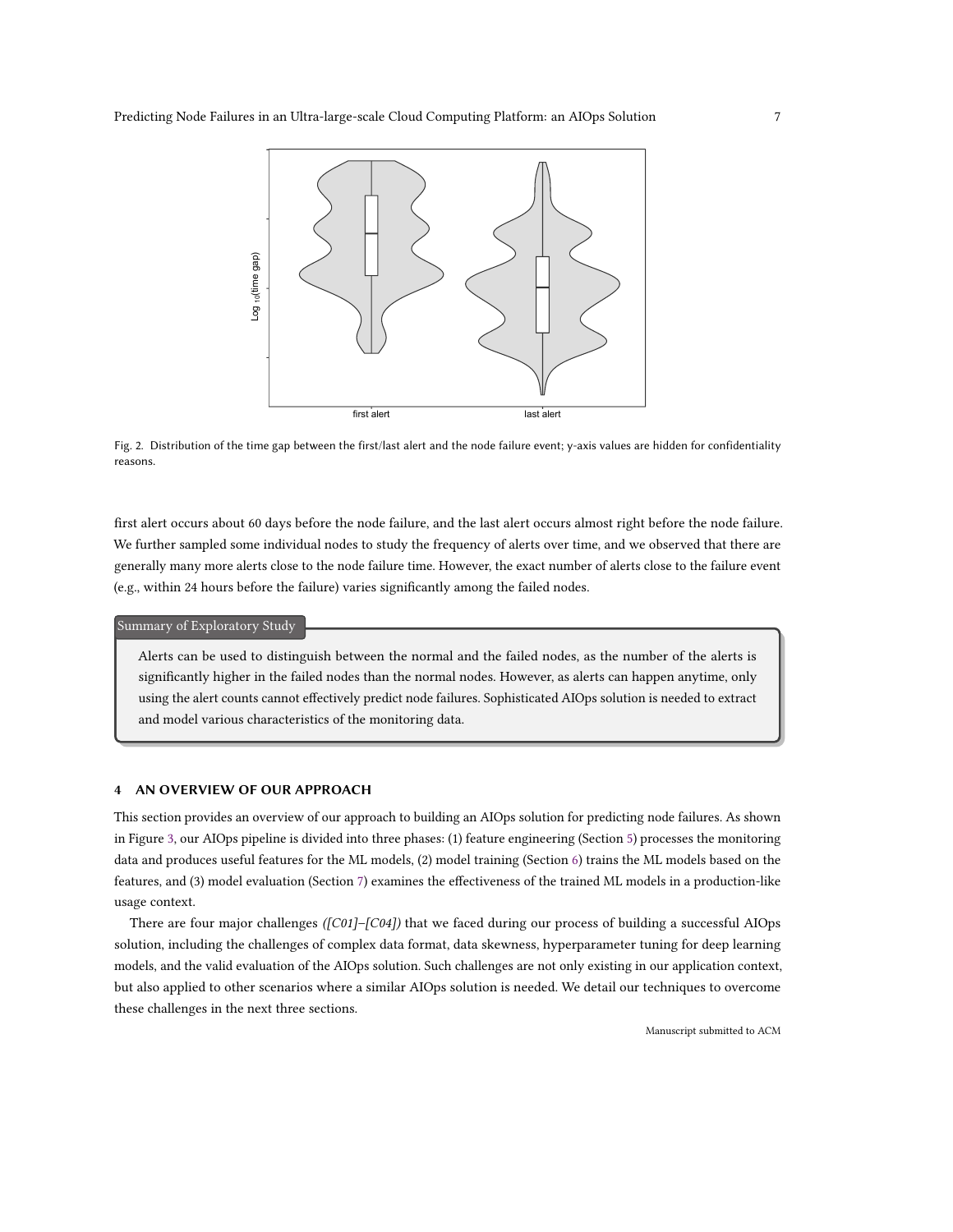Fig. 2. Distribution of the time gap between the first/last alert and the node failure event; y-axis values are hidden for confidentiality reasons.

first alert occurs about 60 days before the node failure, and the last alert occurs almost right before the node failure. We further sampled some individual nodes to study the frequency of alerts over time, and we observed that there are generally many more alerts close to the node failure time. However, the exact number of alerts close to the failure event (e.g., within 24 hours before the failure) varies significantly among the failed nodes.

> **Summary of Exploratory Study**
>
> Alerts can be used to distinguish between the normal and the failed nodes, as the number of the alerts is significantly higher in the failed nodes than the normal nodes. However, as alerts can happen anytime, only using the alert counts cannot effectively predict node failures. Sophisticated AIOps solution is needed to extract and model various characteristics of the monitoring data.

## 4 AN OVERVIEW OF OUR APPROACH

This section provides an overview of our approach to building an AIOps solution for predicting node failures. As shown in Figure 3, our AIOps pipeline is divided into three phases: (1) feature engineering (Section 5) processes the monitoring data and produces useful features for the ML models, (2) model training (Section 6) trains the ML models based on the features, and (3) model evaluation (Section 7) examines the effectiveness of the trained ML models in a production-like usage context.

There are four major challenges *([C01]–[C04])* that we faced during our process of building a successful AIOps solution, including the challenges of complex data format, data skewness, hyperparameter tuning for deep learning models, and the valid evaluation of the AIOps solution. Such challenges are not only existing in our application context, but also applied to other scenarios where a similar AIOps solution is needed. We detail our techniques to overcome these challenges in the next three sections.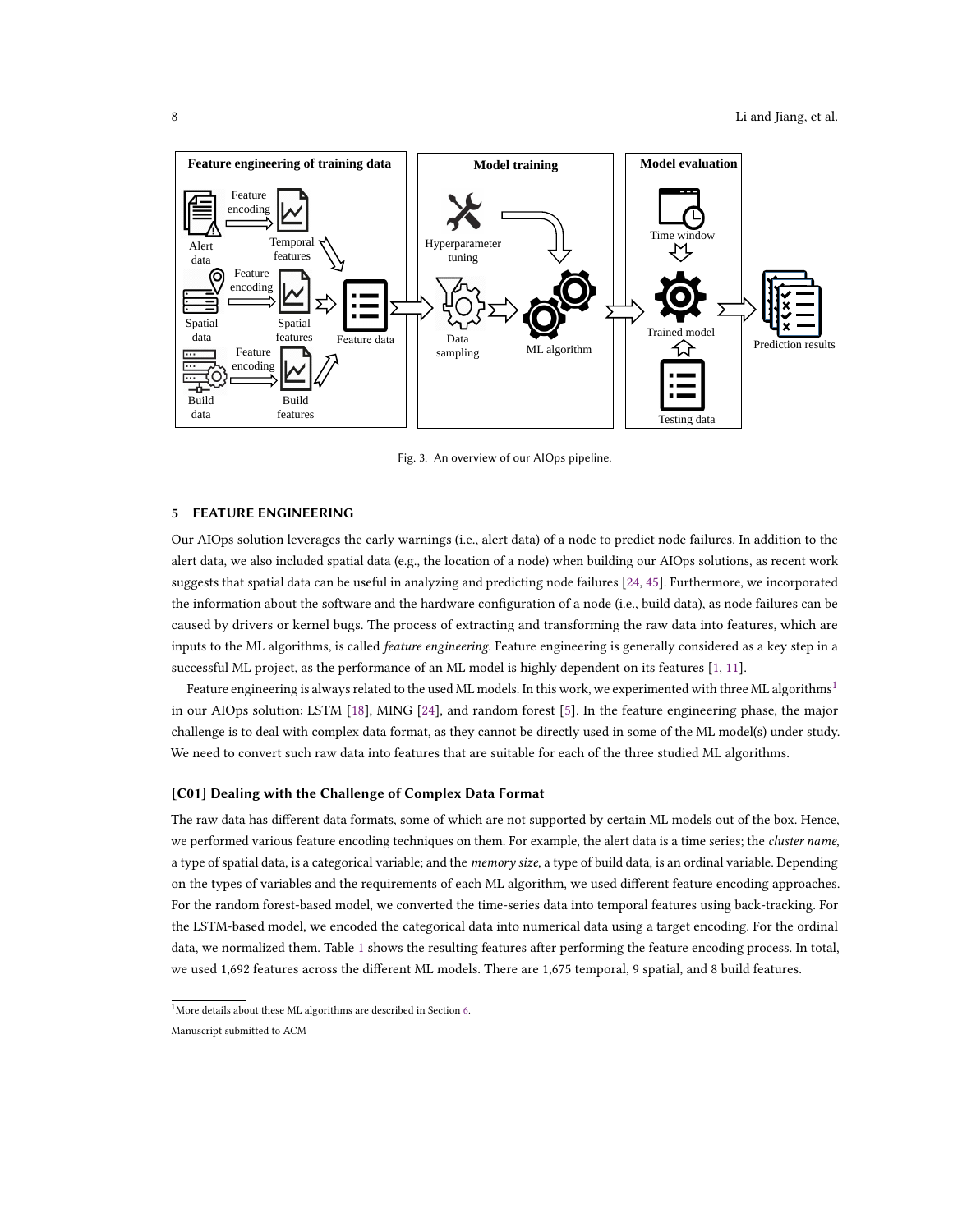Fig. 3. An overview of our AIOps pipeline.

## 5 FEATURE ENGINEERING

Our AIOps solution leverages the early warnings (i.e., alert data) of a node to predict node failures. In addition to the alert data, we also included spatial data (e.g., the location of a node) when building our AIOps solutions, as recent work suggests that spatial data can be useful in analyzing and predicting node failures [24, 45]. Furthermore, we incorporated the information about the software and the hardware configuration of a node (i.e., build data), as node failures can be caused by drivers or kernel bugs. The process of extracting and transforming the raw data into features, which are inputs to the ML algorithms, is called *feature engineering*. Feature engineering is generally considered as a key step in a successful ML project, as the performance of an ML model is highly dependent on its features [1, 11].

Feature engineering is always related to the used ML models. In this work, we experimented with three ML algorithms[1] in our AIOps solution: LSTM [18], MING [24], and random forest [5]. In the feature engineering phase, the major challenge is to deal with complex data format, as they cannot be directly used in some of the ML model(s) under study. We need to convert such raw data into features that are suitable for each of the three studied ML algorithms.

### [C01] Dealing with the Challenge of Complex Data Format

The raw data has different data formats, some of which are not supported by certain ML models out of the box. Hence, we performed various feature encoding techniques on them. For example, the alert data is a time series; the *cluster name*, a type of spatial data, is a categorical variable; and the *memory size*, a type of build data, is an ordinal variable. Depending on the types of variables and the requirements of each ML algorithm, we used different feature encoding approaches. For the random forest-based model, we converted the time-series data into temporal features using back-tracking. For the LSTM-based model, we encoded the categorical data into numerical data using a target encoding. For the ordinal data, we normalized them. Table 1 shows the resulting features after performing the feature encoding process. In total, we used 1,692 features across the different ML models. There are 1,675 temporal, 9 spatial, and 8 build features.

---

[1] More details about these ML algorithms are described in Section 6.

Manuscript submitted to ACM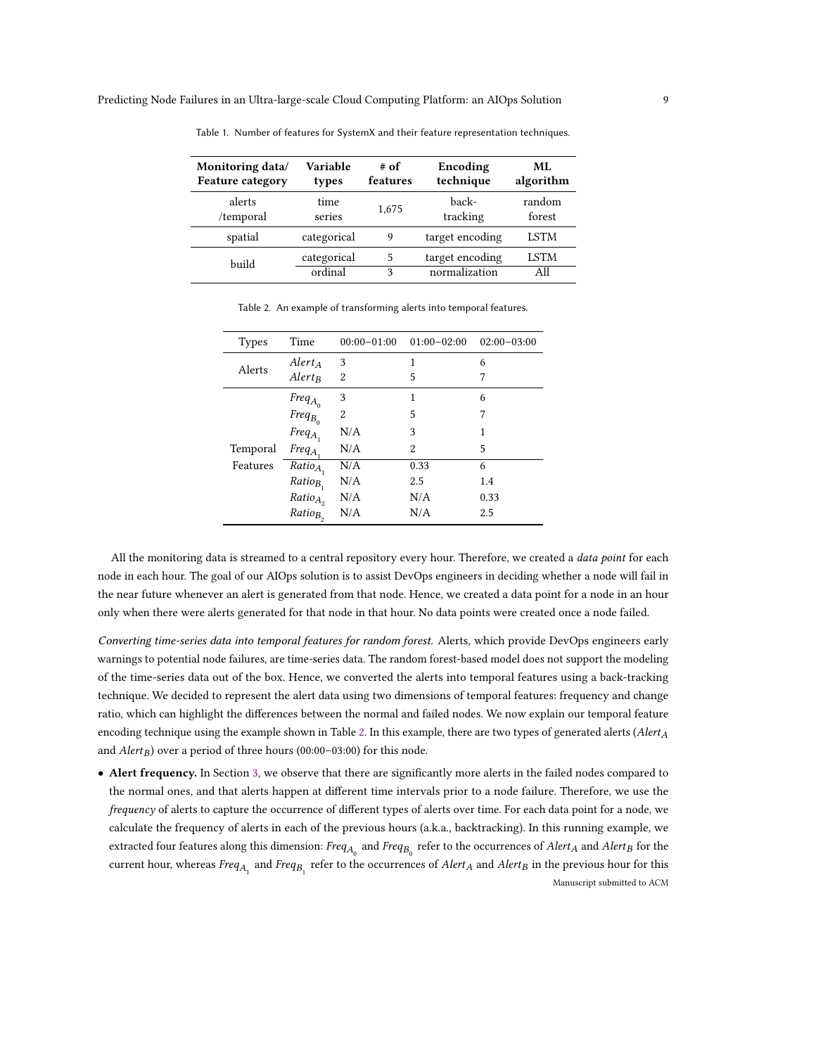Table 1. Number of features for SystemX and their feature representation techniques.

| Monitoring data/ Feature category | Variable types | # of features | Encoding technique | ML algorithm |
|---|---|---|---|---|
| alerts /temporal | time series | 1,675 | back-tracking | random forest |
| spatial | categorical | 9 | target encoding | LSTM |
| build | categorical | 5 | target encoding | LSTM |
| | ordinal | 3 | normalization | All |

Table 2. An example of transforming alerts into temporal features.

| Types | Time | 00:00−01:00 | 01:00−02:00 | 02:00−03:00 |
|---|---|---|---|---|
| Alerts | $Alert_A$ | 3 | 1 | 6 |
| | $Alert_B$ | 2 | 5 | 7 |
| Temporal Features | $Freq_{A_0}$ | 3 | 1 | 6 |
| | $Freq_{B_0}$ | 2 | 5 | 7 |
| | $Freq_{A_1}$ | N/A | 3 | 1 |
| | $Freq_{A_1}$ | N/A | 2 | 5 |
| | $Ratio_{A_1}$ | N/A | 0.33 | 6 |
| | $Ratio_{B_1}$ | N/A | 2.5 | 1.4 |
| | $Ratio_{A_2}$ | N/A | N/A | 0.33 |
| | $Ratio_{B_2}$ | N/A | N/A | 2.5 |

All the monitoring data is streamed to a central repository every hour. Therefore, we created a *data point* for each node in each hour. The goal of our AIOps solution is to assist DevOps engineers in deciding whether a node will fail in the near future whenever an alert is generated from that node. Hence, we created a data point for a node in an hour only when there were alerts generated for that node in that hour. No data points were created once a node failed.

*Converting time-series data into temporal features for random forest.* Alerts, which provide DevOps engineers early warnings to potential node failures, are time-series data. The random forest-based model does not support the modeling of the time-series data out of the box. Hence, we converted the alerts into temporal features using a back-tracking technique. We decided to represent the alert data using two dimensions of temporal features: frequency and change ratio, which can highlight the differences between the normal and failed nodes. We now explain our temporal feature encoding technique using the example shown in Table 2. In this example, there are two types of generated alerts ($Alert_A$ and $Alert_B$) over a period of three hours (00:00–03:00) for this node.

- **Alert frequency.** In Section 3, we observe that there are significantly more alerts in the failed nodes compared to the normal ones, and that alerts happen at different time intervals prior to a node failure. Therefore, we use the *frequency* of alerts to capture the occurrence of different types of alerts over time. For each data point for a node, we calculate the frequency of alerts in each of the previous hours (a.k.a., backtracking). In this running example, we extracted four features along this dimension: $Freq_{A_0}$ and $Freq_{B_0}$ refer to the occurrences of $Alert_A$ and $Alert_B$ for the current hour, whereas $Freq_{A_1}$ and $Freq_{B_1}$ refer to the occurrences of $Alert_A$ and $Alert_B$ in the previous hour for this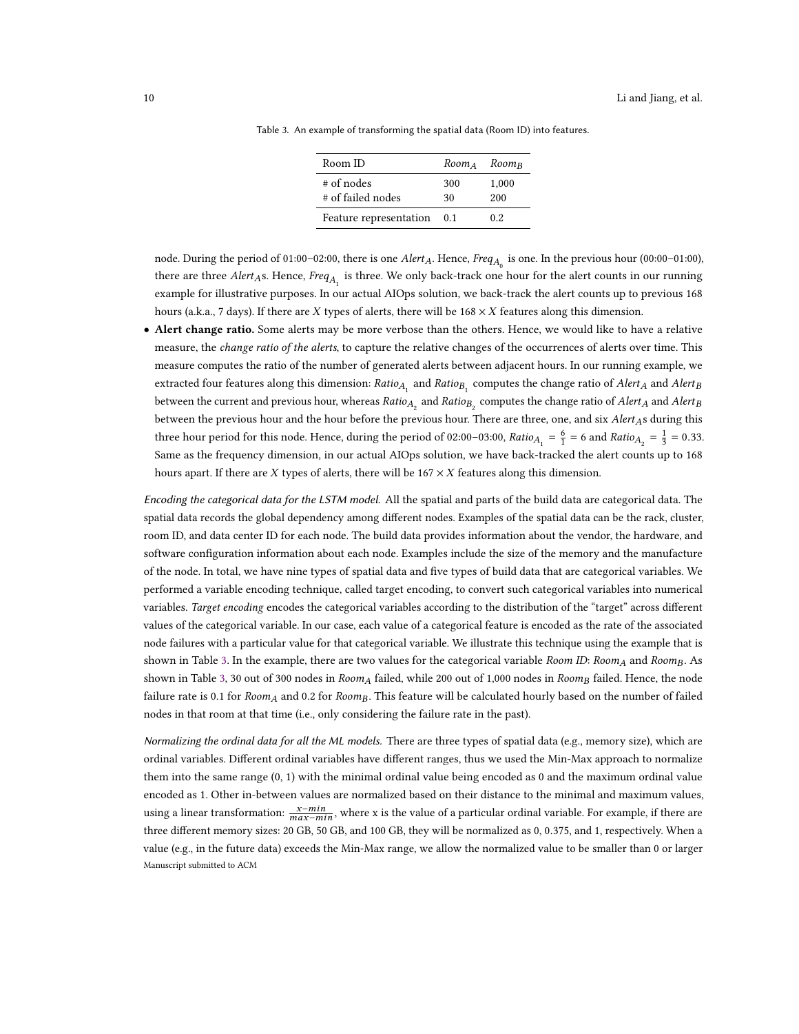Table 3. An example of transforming the spatial data (Room ID) into features.

| Room ID | $Room_A$ | $Room_B$ |
|---|---|---|
| # of nodes | 300 | 1,000 |
| # of failed nodes | 30 | 200 |
| Feature representation | 0.1 | 0.2 |

node. During the period of 01:00–02:00, there is one $Alert_A$. Hence, $Freq_{A_0}$ is one. In the previous hour (00:00–01:00), there are three $Alert_A$s. Hence, $Freq_{A_1}$ is three. We only back-track one hour for the alert counts in our running example for illustrative purposes. In our actual AIOps solution, we back-track the alert counts up to previous 168 hours (a.k.a., 7 days). If there are $X$ types of alerts, there will be $168 \times X$ features along this dimension.

- **Alert change ratio.** Some alerts may be more verbose than the others. Hence, we would like to have a relative measure, the *change ratio of the alerts*, to capture the relative changes of the occurrences of alerts over time. This measure computes the ratio of the number of generated alerts between adjacent hours. In our running example, we extracted four features along this dimension: $Ratio_{A_1}$ and $Ratio_{B_1}$ computes the change ratio of $Alert_A$ and $Alert_B$ between the current and previous hour, whereas $Ratio_{A_2}$ and $Ratio_{B_2}$ computes the change ratio of $Alert_A$ and $Alert_B$ between the previous hour and the hour before the previous hour. There are three, one, and six $Alert_A$s during this three hour period for this node. Hence, during the period of 02:00–03:00, $Ratio_{A_1} = \frac{6}{1} = 6$ and $Ratio_{A_2} = \frac{1}{3} = 0.33$. Same as the frequency dimension, in our actual AIOps solution, we have back-tracked the alert counts up to 168 hours apart. If there are $X$ types of alerts, there will be $167 \times X$ features along this dimension.

*Encoding the categorical data for the LSTM model.* All the spatial and parts of the build data are categorical data. The spatial data records the global dependency among different nodes. Examples of the spatial data can be the rack, cluster, room ID, and data center ID for each node. The build data provides information about the vendor, the hardware, and software configuration information about each node. Examples include the size of the memory and the manufacture of the node. In total, we have nine types of spatial data and five types of build data that are categorical variables. We performed a variable encoding technique, called target encoding, to convert such categorical variables into numerical variables. *Target encoding* encodes the categorical variables according to the distribution of the "target" across different values of the categorical variable. In our case, each value of a categorical feature is encoded as the rate of the associated node failures with a particular value for that categorical variable. We illustrate this technique using the example that is shown in Table 3. In the example, there are two values for the categorical variable *Room ID*: $Room_A$ and $Room_B$. As shown in Table 3, 30 out of 300 nodes in $Room_A$ failed, while 200 out of 1,000 nodes in $Room_B$ failed. Hence, the node failure rate is 0.1 for $Room_A$ and 0.2 for $Room_B$. This feature will be calculated hourly based on the number of failed nodes in that room at that time (i.e., only considering the failure rate in the past).

*Normalizing the ordinal data for all the ML models.* There are three types of spatial data (e.g., memory size), which are ordinal variables. Different ordinal variables have different ranges, thus we used the Min-Max approach to normalize them into the same range (0, 1) with the minimal ordinal value being encoded as 0 and the maximum ordinal value encoded as 1. Other in-between values are normalized based on their distance to the minimal and maximum values, using a linear transformation: $\frac{x-min}{max-min}$, where x is the value of a particular ordinal variable. For example, if there are three different memory sizes: 20 GB, 50 GB, and 100 GB, they will be normalized as 0, 0.375, and 1, respectively. When a value (e.g., in the future data) exceeds the Min-Max range, we allow the normalized value to be smaller than 0 or larger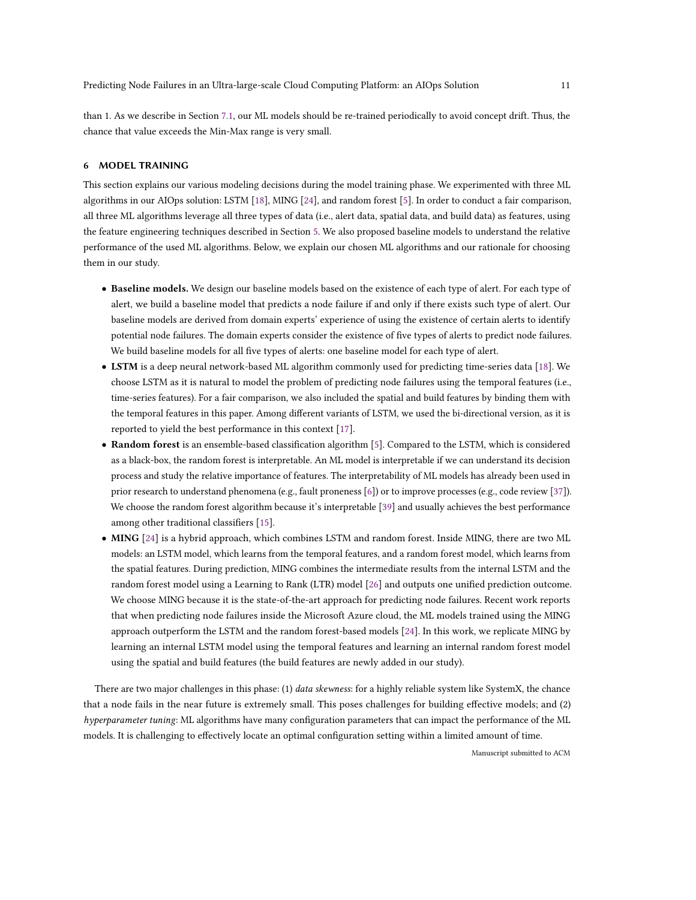than 1. As we describe in Section 7.1, our ML models should be re-trained periodically to avoid concept drift. Thus, the chance that value exceeds the Min-Max range is very small.

## 6 MODEL TRAINING

This section explains our various modeling decisions during the model training phase. We experimented with three ML algorithms in our AIOps solution: LSTM [18], MING [24], and random forest [5]. In order to conduct a fair comparison, all three ML algorithms leverage all three types of data (i.e., alert data, spatial data, and build data) as features, using the feature engineering techniques described in Section 5. We also proposed baseline models to understand the relative performance of the used ML algorithms. Below, we explain our chosen ML algorithms and our rationale for choosing them in our study.

- **Baseline models.** We design our baseline models based on the existence of each type of alert. For each type of alert, we build a baseline model that predicts a node failure if and only if there exists such type of alert. Our baseline models are derived from domain experts' experience of using the existence of certain alerts to identify potential node failures. The domain experts consider the existence of five types of alerts to predict node failures. We build baseline models for all five types of alerts: one baseline model for each type of alert.
- **LSTM** is a deep neural network-based ML algorithm commonly used for predicting time-series data [18]. We choose LSTM as it is natural to model the problem of predicting node failures using the temporal features (i.e., time-series features). For a fair comparison, we also included the spatial and build features by binding them with the temporal features in this paper. Among different variants of LSTM, we used the bi-directional version, as it is reported to yield the best performance in this context [17].
- **Random forest** is an ensemble-based classification algorithm [5]. Compared to the LSTM, which is considered as a black-box, the random forest is interpretable. An ML model is interpretable if we can understand its decision process and study the relative importance of features. The interpretability of ML models has already been used in prior research to understand phenomena (e.g., fault proneness [6]) or to improve processes (e.g., code review [37]). We choose the random forest algorithm because it's interpretable [39] and usually achieves the best performance among other traditional classifiers [15].
- **MING** [24] is a hybrid approach, which combines LSTM and random forest. Inside MING, there are two ML models: an LSTM model, which learns from the temporal features, and a random forest model, which learns from the spatial features. During prediction, MING combines the intermediate results from the internal LSTM and the random forest model using a Learning to Rank (LTR) model [26] and outputs one unified prediction outcome. We choose MING because it is the state-of-the-art approach for predicting node failures. Recent work reports that when predicting node failures inside the Microsoft Azure cloud, the ML models trained using the MING approach outperform the LSTM and the random forest-based models [24]. In this work, we replicate MING by learning an internal LSTM model using the temporal features and learning an internal random forest model using the spatial and build features (the build features are newly added in our study).

There are two major challenges in this phase: (1) *data skewness*: for a highly reliable system like SystemX, the chance that a node fails in the near future is extremely small. This poses challenges for building effective models; and (2) *hyperparameter tuning*: ML algorithms have many configuration parameters that can impact the performance of the ML models. It is challenging to effectively locate an optimal configuration setting within a limited amount of time.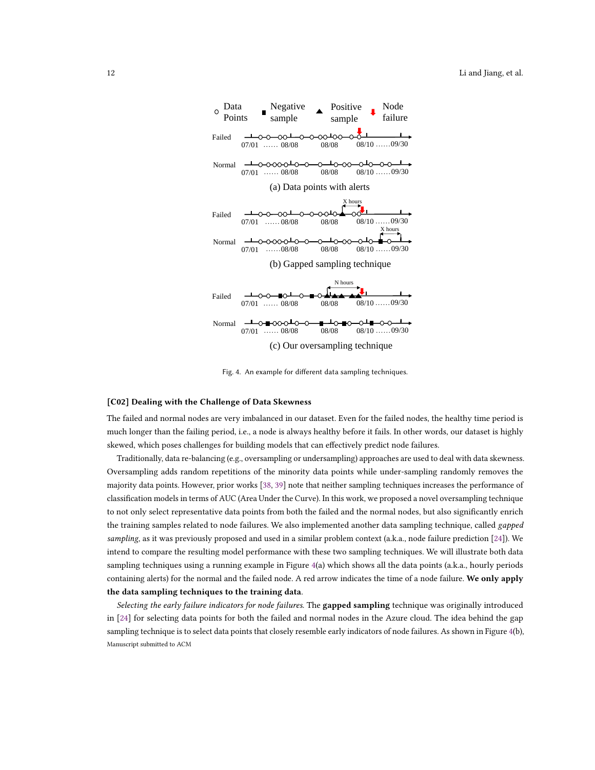Fig. 4. An example for different data sampling techniques.

### [C02] Dealing with the Challenge of Data Skewness

The failed and normal nodes are very imbalanced in our dataset. Even for the failed nodes, the healthy time period is much longer than the failing period, i.e., a node is always healthy before it fails. In other words, our dataset is highly skewed, which poses challenges for building models that can effectively predict node failures.

Traditionally, data re-balancing (e.g., oversampling or undersampling) approaches are used to deal with data skewness. Oversampling adds random repetitions of the minority data points while under-sampling randomly removes the majority data points. However, prior works [38, 39] note that neither sampling techniques increases the performance of classification models in terms of AUC (Area Under the Curve). In this work, we proposed a novel oversampling technique to not only select representative data points from both the failed and the normal nodes, but also significantly enrich the training samples related to node failures. We also implemented another data sampling technique, called *gapped sampling*, as it was previously proposed and used in a similar problem context (a.k.a., node failure prediction [24]). We intend to compare the resulting model performance with these two sampling techniques. We will illustrate both data sampling techniques using a running example in Figure 4(a) which shows all the data points (a.k.a., hourly periods containing alerts) for the normal and the failed node. A red arrow indicates the time of a node failure. **We only apply the data sampling techniques to the training data**.

*Selecting the early failure indicators for node failures.* The **gapped sampling** technique was originally introduced in [24] for selecting data points for both the failed and normal nodes in the Azure cloud. The idea behind the gap sampling technique is to select data points that closely resemble early indicators of node failures. As shown in Figure 4(b),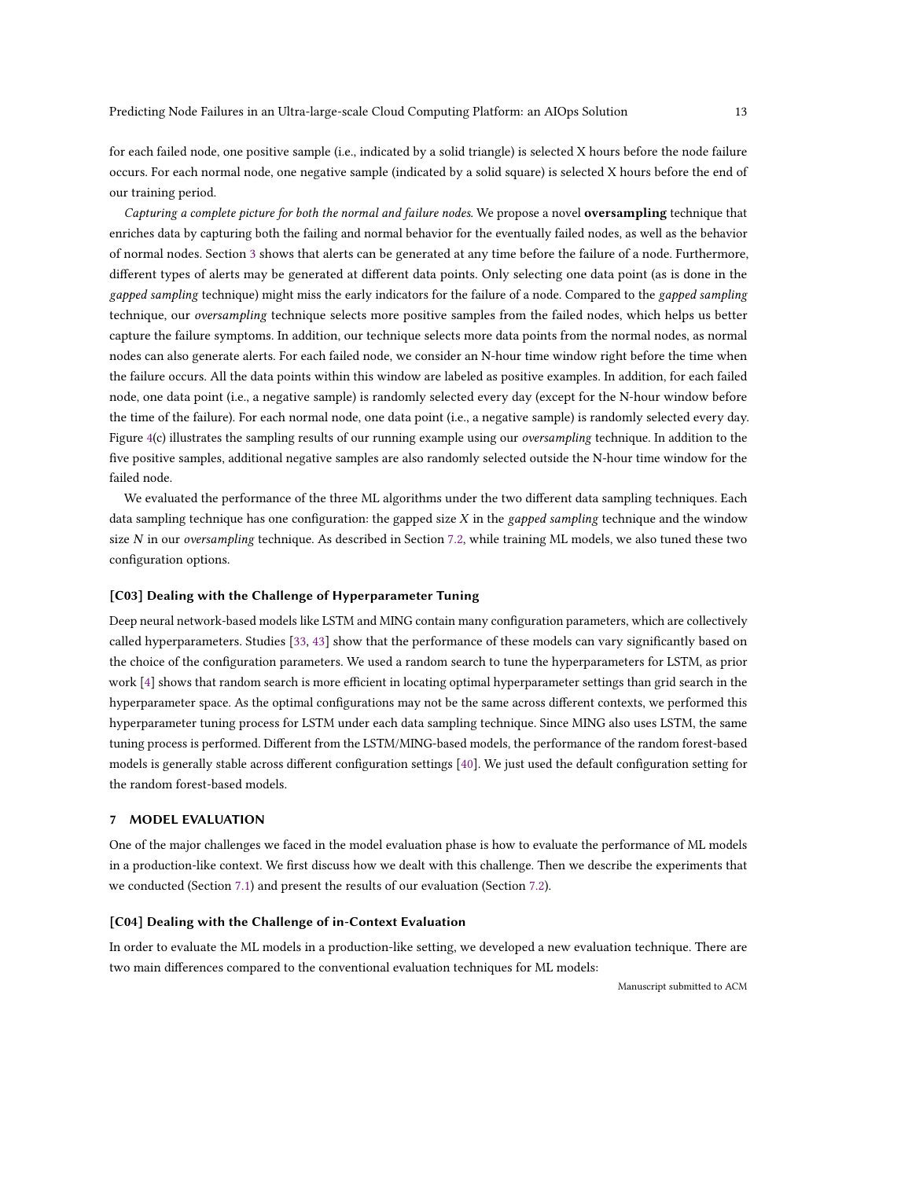for each failed node, one positive sample (i.e., indicated by a solid triangle) is selected X hours before the node failure occurs. For each normal node, one negative sample (indicated by a solid square) is selected X hours before the end of our training period.

*Capturing a complete picture for both the normal and failure nodes.* We propose a novel **oversampling** technique that enriches data by capturing both the failing and normal behavior for the eventually failed nodes, as well as the behavior of normal nodes. Section 3 shows that alerts can be generated at any time before the failure of a node. Furthermore, different types of alerts may be generated at different data points. Only selecting one data point (as is done in the *gapped sampling* technique) might miss the early indicators for the failure of a node. Compared to the *gapped sampling* technique, our *oversampling* technique selects more positive samples from the failed nodes, which helps us better capture the failure symptoms. In addition, our technique selects more data points from the normal nodes, as normal nodes can also generate alerts. For each failed node, we consider an N-hour time window right before the time when the failure occurs. All the data points within this window are labeled as positive examples. In addition, for each failed node, one data point (i.e., a negative sample) is randomly selected every day (except for the N-hour window before the time of the failure). For each normal node, one data point (i.e., a negative sample) is randomly selected every day. Figure 4(c) illustrates the sampling results of our running example using our *oversampling* technique. In addition to the five positive samples, additional negative samples are also randomly selected outside the N-hour time window for the failed node.

We evaluated the performance of the three ML algorithms under the two different data sampling techniques. Each data sampling technique has one configuration: the gapped size $X$ in the *gapped sampling* technique and the window size $N$ in our *oversampling* technique. As described in Section 7.2, while training ML models, we also tuned these two configuration options.

### [C03] Dealing with the Challenge of Hyperparameter Tuning

Deep neural network-based models like LSTM and MING contain many configuration parameters, which are collectively called hyperparameters. Studies [33, 43] show that the performance of these models can vary significantly based on the choice of the configuration parameters. We used a random search to tune the hyperparameters for LSTM, as prior work [4] shows that random search is more efficient in locating optimal hyperparameter settings than grid search in the hyperparameter space. As the optimal configurations may not be the same across different contexts, we performed this hyperparameter tuning process for LSTM under each data sampling technique. Since MING also uses LSTM, the same tuning process is performed. Different from the LSTM/MING-based models, the performance of the random forest-based models is generally stable across different configuration settings [40]. We just used the default configuration setting for the random forest-based models.

## 7 MODEL EVALUATION

One of the major challenges we faced in the model evaluation phase is how to evaluate the performance of ML models in a production-like context. We first discuss how we dealt with this challenge. Then we describe the experiments that we conducted (Section 7.1) and present the results of our evaluation (Section 7.2).

### [C04] Dealing with the Challenge of in-Context Evaluation

In order to evaluate the ML models in a production-like setting, we developed a new evaluation technique. There are two main differences compared to the conventional evaluation techniques for ML models: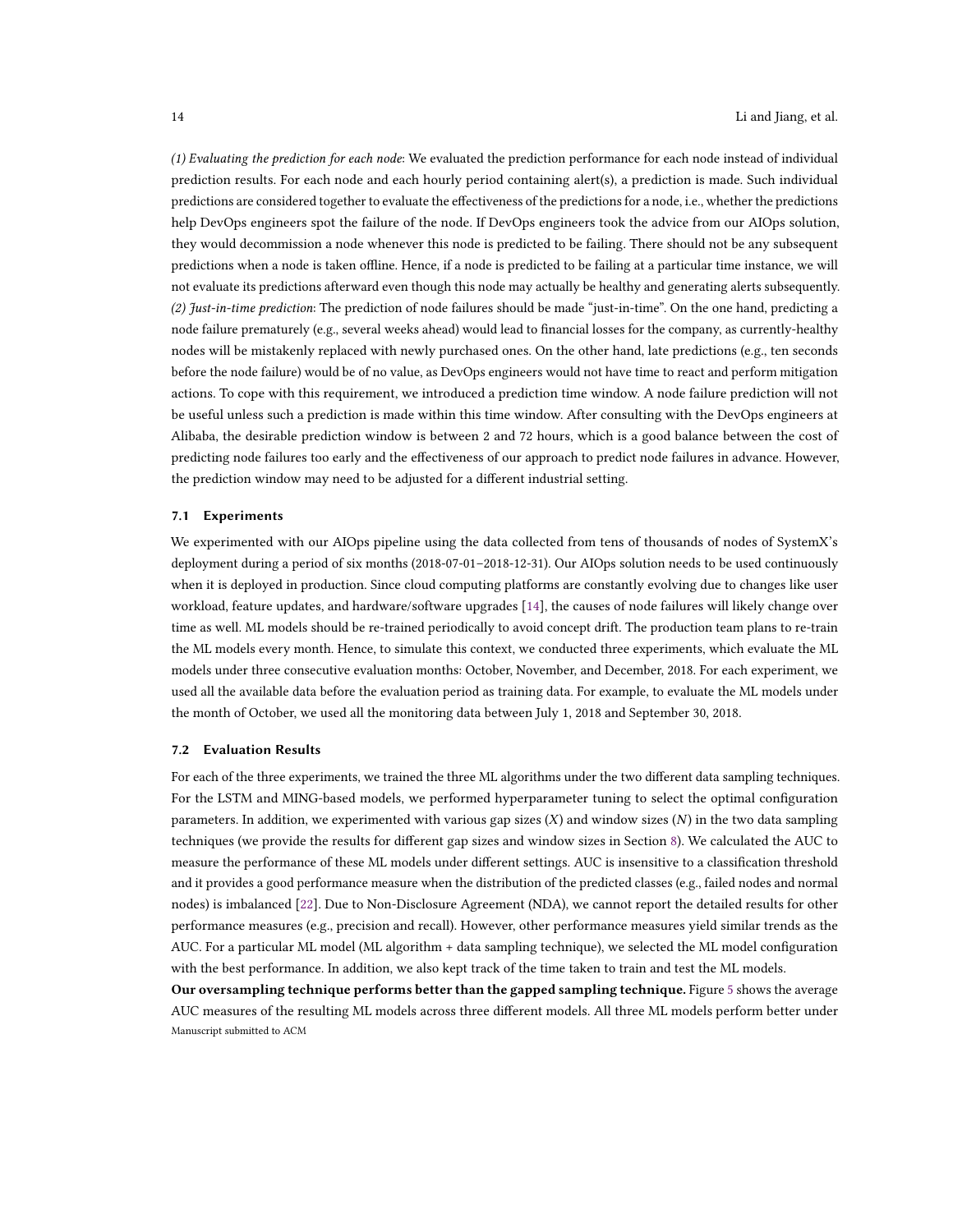*(1) Evaluating the prediction for each node*: We evaluated the prediction performance for each node instead of individual prediction results. For each node and each hourly period containing alert(s), a prediction is made. Such individual predictions are considered together to evaluate the effectiveness of the predictions for a node, i.e., whether the predictions help DevOps engineers spot the failure of the node. If DevOps engineers took the advice from our AIOps solution, they would decommission a node whenever this node is predicted to be failing. There should not be any subsequent predictions when a node is taken offline. Hence, if a node is predicted to be failing at a particular time instance, we will not evaluate its predictions afterward even though this node may actually be healthy and generating alerts subsequently.
*(2) Just-in-time prediction*: The prediction of node failures should be made "just-in-time". On the one hand, predicting a node failure prematurely (e.g., several weeks ahead) would lead to financial losses for the company, as currently-healthy nodes will be mistakenly replaced with newly purchased ones. On the other hand, late predictions (e.g., ten seconds before the node failure) would be of no value, as DevOps engineers would not have time to react and perform mitigation actions. To cope with this requirement, we introduced a prediction time window. A node failure prediction will not be useful unless such a prediction is made within this time window. After consulting with the DevOps engineers at Alibaba, the desirable prediction window is between 2 and 72 hours, which is a good balance between the cost of predicting node failures too early and the effectiveness of our approach to predict node failures in advance. However, the prediction window may need to be adjusted for a different industrial setting.

### 7.1 Experiments

We experimented with our AIOps pipeline using the data collected from tens of thousands of nodes of SystemX's deployment during a period of six months (2018-07-01–2018-12-31). Our AIOps solution needs to be used continuously when it is deployed in production. Since cloud computing platforms are constantly evolving due to changes like user workload, feature updates, and hardware/software upgrades [14], the causes of node failures will likely change over time as well. ML models should be re-trained periodically to avoid concept drift. The production team plans to re-train the ML models every month. Hence, to simulate this context, we conducted three experiments, which evaluate the ML models under three consecutive evaluation months: October, November, and December, 2018. For each experiment, we used all the available data before the evaluation period as training data. For example, to evaluate the ML models under the month of October, we used all the monitoring data between July 1, 2018 and September 30, 2018.

### 7.2 Evaluation Results

For each of the three experiments, we trained the three ML algorithms under the two different data sampling techniques. For the LSTM and MING-based models, we performed hyperparameter tuning to select the optimal configuration parameters. In addition, we experimented with various gap sizes ($X$) and window sizes ($N$) in the two data sampling techniques (we provide the results for different gap sizes and window sizes in Section 8). We calculated the AUC to measure the performance of these ML models under different settings. AUC is insensitive to a classification threshold and it provides a good performance measure when the distribution of the predicted classes (e.g., failed nodes and normal nodes) is imbalanced [22]. Due to Non-Disclosure Agreement (NDA), we cannot report the detailed results for other performance measures (e.g., precision and recall). However, other performance measures yield similar trends as the AUC. For a particular ML model (ML algorithm + data sampling technique), we selected the ML model configuration with the best performance. In addition, we also kept track of the time taken to train and test the ML models.

**Our oversampling technique performs better than the gapped sampling technique.** Figure 5 shows the average AUC measures of the resulting ML models across three different models. All three ML models perform better under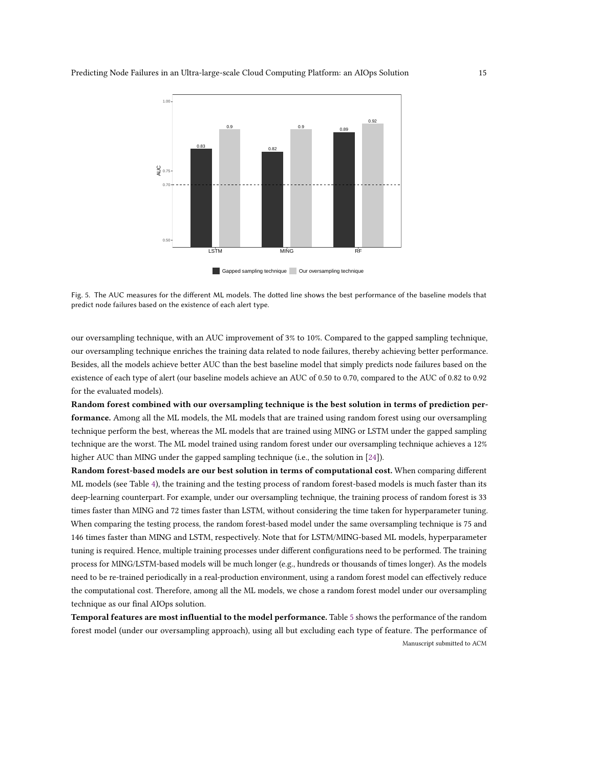Fig. 5. The AUC measures for the different ML models. The dotted line shows the best performance of the baseline models that predict node failures based on the existence of each alert type.

our oversampling technique, with an AUC improvement of 3% to 10%. Compared to the gapped sampling technique, our oversampling technique enriches the training data related to node failures, thereby achieving better performance. Besides, all the models achieve better AUC than the best baseline model that simply predicts node failures based on the existence of each type of alert (our baseline models achieve an AUC of 0.50 to 0.70, compared to the AUC of 0.82 to 0.92 for the evaluated models).

**Random forest combined with our oversampling technique is the best solution in terms of prediction performance.** Among all the ML models, the ML models that are trained using random forest using our oversampling technique perform the best, whereas the ML models that are trained using MING or LSTM under the gapped sampling technique are the worst. The ML model trained using random forest under our oversampling technique achieves a 12% higher AUC than MING under the gapped sampling technique (i.e., the solution in [24]).

**Random forest-based models are our best solution in terms of computational cost.** When comparing different ML models (see Table 4), the training and the testing process of random forest-based models is much faster than its deep-learning counterpart. For example, under our oversampling technique, the training process of random forest is 33 times faster than MING and 72 times faster than LSTM, without considering the time taken for hyperparameter tuning. When comparing the testing process, the random forest-based model under the same oversampling technique is 75 and 146 times faster than MING and LSTM, respectively. Note that for LSTM/MING-based ML models, hyperparameter tuning is required. Hence, multiple training processes under different configurations need to be performed. The training process for MING/LSTM-based models will be much longer (e.g., hundreds or thousands of times longer). As the models need to be re-trained periodically in a real-production environment, using a random forest model can effectively reduce the computational cost. Therefore, among all the ML models, we chose a random forest model under our oversampling technique as our final AIOps solution.

**Temporal features are most influential to the model performance.** Table 5 shows the performance of the random forest model (under our oversampling approach), using all but excluding each type of feature. The performance of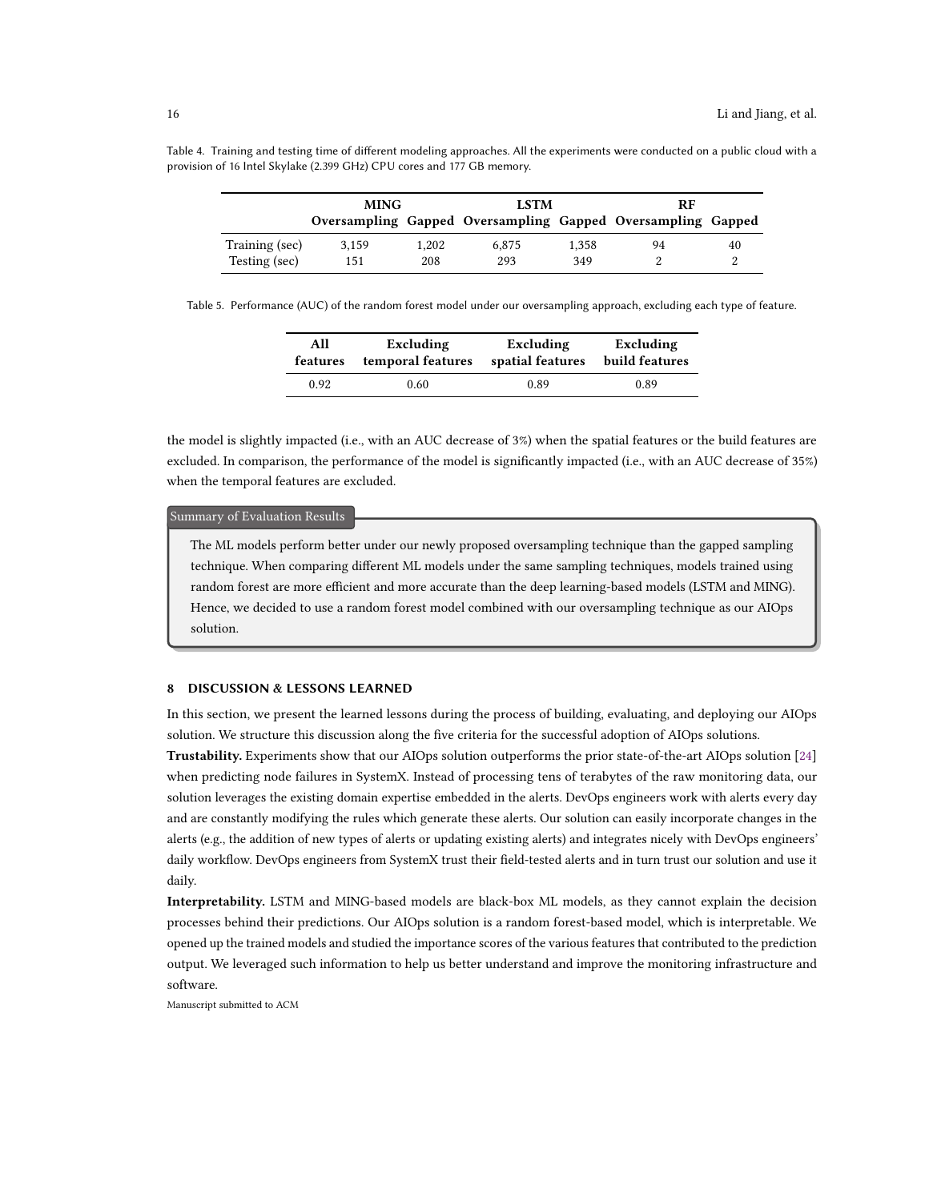Table 4. Training and testing time of different modeling approaches. All the experiments were conducted on a public cloud with a provision of 16 Intel Skylake (2.399 GHz) CPU cores and 177 GB memory.

| | MING | | LSTM | | RF | |
|---|---|---|---|---|---|---|
| | Oversampling | Gapped | Oversampling | Gapped | Oversampling | Gapped |
| Training (sec) | 3,159 | 1,202 | 6,875 | 1,358 | 94 | 40 |
| Testing (sec) | 151 | 208 | 293 | 349 | 2 | 2 |

Table 5. Performance (AUC) of the random forest model under our oversampling approach, excluding each type of feature.

| All features | Excluding temporal features | Excluding spatial features | Excluding build features |
|---|---|---|---|
| 0.92 | 0.60 | 0.89 | 0.89 |

the model is slightly impacted (i.e., with an AUC decrease of 3%) when the spatial features or the build features are excluded. In comparison, the performance of the model is significantly impacted (i.e., with an AUC decrease of 35%) when the temporal features are excluded.

> **Summary of Evaluation Results**
>
> The ML models perform better under our newly proposed oversampling technique than the gapped sampling technique. When comparing different ML models under the same sampling techniques, models trained using random forest are more efficient and more accurate than the deep learning-based models (LSTM and MING). Hence, we decided to use a random forest model combined with our oversampling technique as our AIOps solution.

## 8 DISCUSSION & LESSONS LEARNED

In this section, we present the learned lessons during the process of building, evaluating, and deploying our AIOps solution. We structure this discussion along the five criteria for the successful adoption of AIOps solutions.

**Trustability.** Experiments show that our AIOps solution outperforms the prior state-of-the-art AIOps solution [24] when predicting node failures in SystemX. Instead of processing tens of terabytes of the raw monitoring data, our solution leverages the existing domain expertise embedded in the alerts. DevOps engineers work with alerts every day and are constantly modifying the rules which generate these alerts. Our solution can easily incorporate changes in the alerts (e.g., the addition of new types of alerts or updating existing alerts) and integrates nicely with DevOps engineers' daily workflow. DevOps engineers from SystemX trust their field-tested alerts and in turn trust our solution and use it daily.

**Interpretability.** LSTM and MING-based models are black-box ML models, as they cannot explain the decision processes behind their predictions. Our AIOps solution is a random forest-based model, which is interpretable. We opened up the trained models and studied the importance scores of the various features that contributed to the prediction output. We leveraged such information to help us better understand and improve the monitoring infrastructure and software.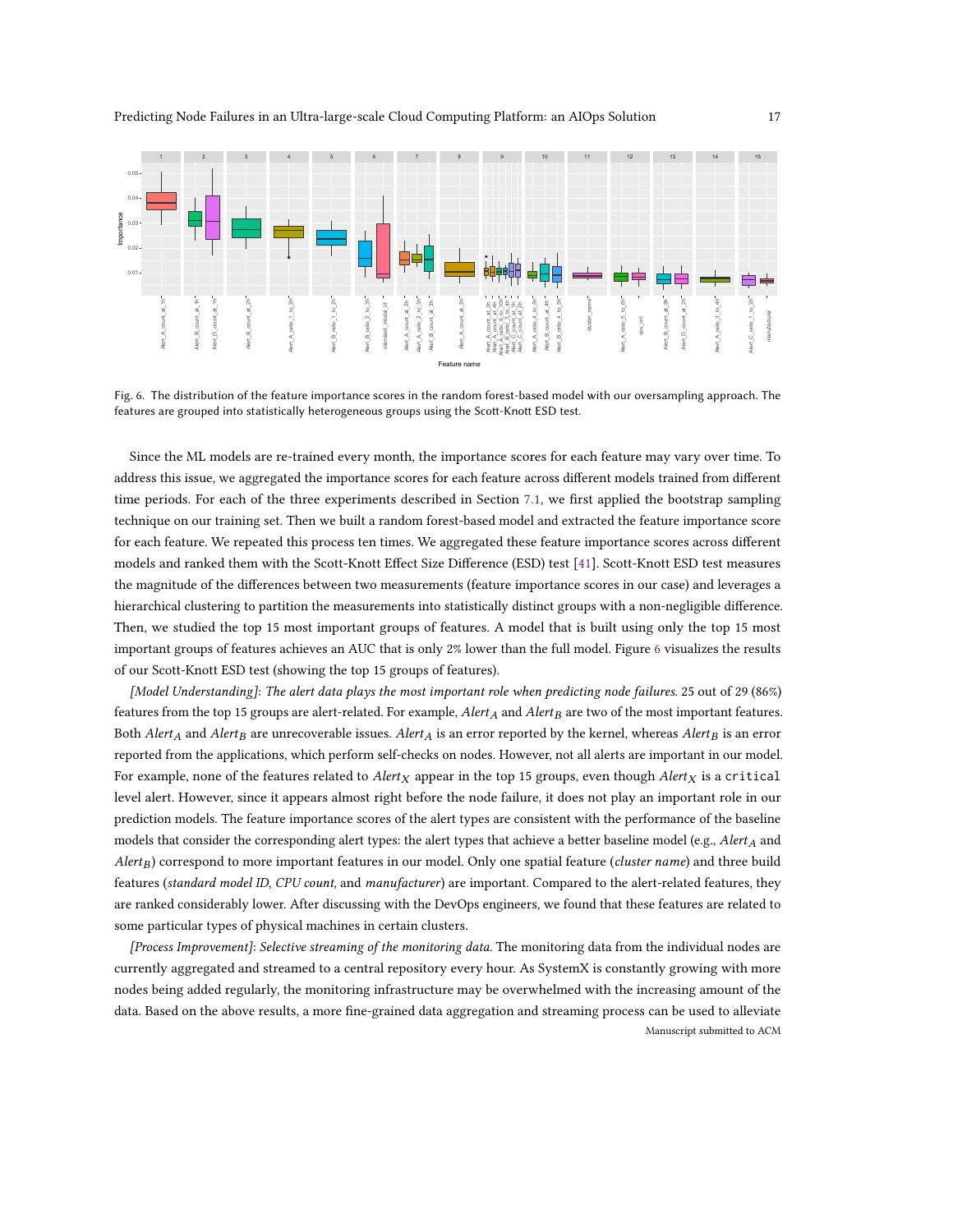Fig. 6. The distribution of the feature importance scores in the random forest-based model with our oversampling approach. The features are grouped into statistically heterogeneous groups using the Scott-Knott ESD test.

Since the ML models are re-trained every month, the importance scores for each feature may vary over time. To address this issue, we aggregated the importance scores for each feature across different models trained from different time periods. For each of the three experiments described in Section 7.1, we first applied the bootstrap sampling technique on our training set. Then we built a random forest-based model and extracted the feature importance score for each feature. We repeated this process ten times. We aggregated these feature importance scores across different models and ranked them with the Scott-Knott Effect Size Difference (ESD) test [41]. Scott-Knott ESD test measures the magnitude of the differences between two measurements (feature importance scores in our case) and leverages a hierarchical clustering to partition the measurements into statistically distinct groups with a non-negligible difference. Then, we studied the top 15 most important groups of features. A model that is built using only the top 15 most important groups of features achieves an AUC that is only 2% lower than the full model. Figure 6 visualizes the results of our Scott-Knott ESD test (showing the top 15 groups of features).

*[Model Understanding]*: *The alert data plays the most important role when predicting node failures.* 25 out of 29 (86%) features from the top 15 groups are alert-related. For example, $Alert_A$ and $Alert_B$ are two of the most important features. Both $Alert_A$ and $Alert_B$ are unrecoverable issues. $Alert_A$ is an error reported by the kernel, whereas $Alert_B$ is an error reported from the applications, which perform self-checks on nodes. However, not all alerts are important in our model. For example, none of the features related to $Alert_X$ appear in the top 15 groups, even though $Alert_X$ is a `critical` level alert. However, since it appears almost right before the node failure, it does not play an important role in our prediction models. The feature importance scores of the alert types are consistent with the performance of the baseline models that consider the corresponding alert types: the alert types that achieve a better baseline model (e.g., $Alert_A$ and $Alert_B$) correspond to more important features in our model. Only one spatial feature (*cluster name*) and three build features (*standard model ID*, *CPU count*, and *manufacturer*) are important. Compared to the alert-related features, they are ranked considerably lower. After discussing with the DevOps engineers, we found that these features are related to some particular types of physical machines in certain clusters.

*[Process Improvement]*: *Selective streaming of the monitoring data.* The monitoring data from the individual nodes are currently aggregated and streamed to a central repository every hour. As SystemX is constantly growing with more nodes being added regularly, the monitoring infrastructure may be overwhelmed with the increasing amount of the data. Based on the above results, a more fine-grained data aggregation and streaming process can be used to alleviate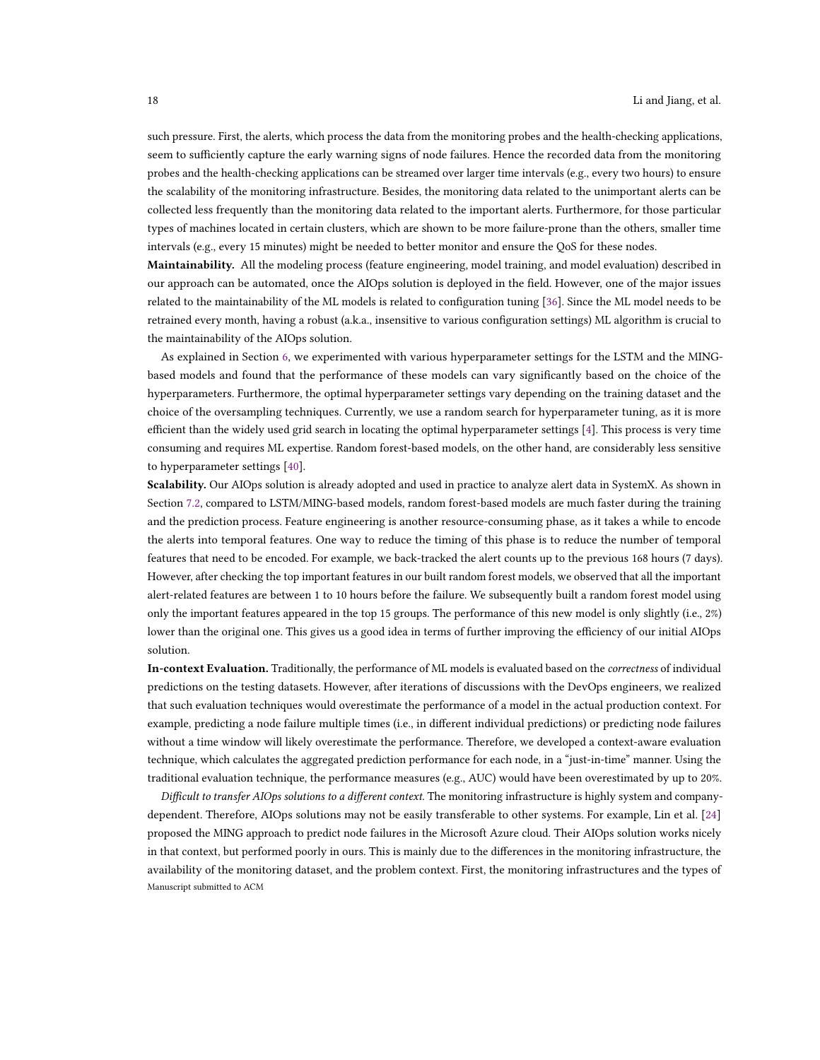such pressure. First, the alerts, which process the data from the monitoring probes and the health-checking applications, seem to sufficiently capture the early warning signs of node failures. Hence the recorded data from the monitoring probes and the health-checking applications can be streamed over larger time intervals (e.g., every two hours) to ensure the scalability of the monitoring infrastructure. Besides, the monitoring data related to the unimportant alerts can be collected less frequently than the monitoring data related to the important alerts. Furthermore, for those particular types of machines located in certain clusters, which are shown to be more failure-prone than the others, smaller time intervals (e.g., every 15 minutes) might be needed to better monitor and ensure the QoS for these nodes.

**Maintainability.** All the modeling process (feature engineering, model training, and model evaluation) described in our approach can be automated, once the AIOps solution is deployed in the field. However, one of the major issues related to the maintainability of the ML models is related to configuration tuning [36]. Since the ML model needs to be retrained every month, having a robust (a.k.a., insensitive to various configuration settings) ML algorithm is crucial to the maintainability of the AIOps solution.

As explained in Section 6, we experimented with various hyperparameter settings for the LSTM and the MING-based models and found that the performance of these models can vary significantly based on the choice of the hyperparameters. Furthermore, the optimal hyperparameter settings vary depending on the training dataset and the choice of the oversampling techniques. Currently, we use a random search for hyperparameter tuning, as it is more efficient than the widely used grid search in locating the optimal hyperparameter settings [4]. This process is very time consuming and requires ML expertise. Random forest-based models, on the other hand, are considerably less sensitive to hyperparameter settings [40].

**Scalability.** Our AIOps solution is already adopted and used in practice to analyze alert data in SystemX. As shown in Section 7.2, compared to LSTM/MING-based models, random forest-based models are much faster during the training and the prediction process. Feature engineering is another resource-consuming phase, as it takes a while to encode the alerts into temporal features. One way to reduce the timing of this phase is to reduce the number of temporal features that need to be encoded. For example, we back-tracked the alert counts up to the previous 168 hours (7 days). However, after checking the top important features in our built random forest models, we observed that all the important alert-related features are between 1 to 10 hours before the failure. We subsequently built a random forest model using only the important features appeared in the top 15 groups. The performance of this new model is only slightly (i.e., 2%) lower than the original one. This gives us a good idea in terms of further improving the efficiency of our initial AIOps solution.

**In-context Evaluation.** Traditionally, the performance of ML models is evaluated based on the *correctness* of individual predictions on the testing datasets. However, after iterations of discussions with the DevOps engineers, we realized that such evaluation techniques would overestimate the performance of a model in the actual production context. For example, predicting a node failure multiple times (i.e., in different individual predictions) or predicting node failures without a time window will likely overestimate the performance. Therefore, we developed a context-aware evaluation technique, which calculates the aggregated prediction performance for each node, in a "just-in-time" manner. Using the traditional evaluation technique, the performance measures (e.g., AUC) would have been overestimated by up to 20%.

*Difficult to transfer AIOps solutions to a different context.* The monitoring infrastructure is highly system and company-dependent. Therefore, AIOps solutions may not be easily transferable to other systems. For example, Lin et al. [24] proposed the MING approach to predict node failures in the Microsoft Azure cloud. Their AIOps solution works nicely in that context, but performed poorly in ours. This is mainly due to the differences in the monitoring infrastructure, the availability of the monitoring dataset, and the problem context. First, the monitoring infrastructures and the types of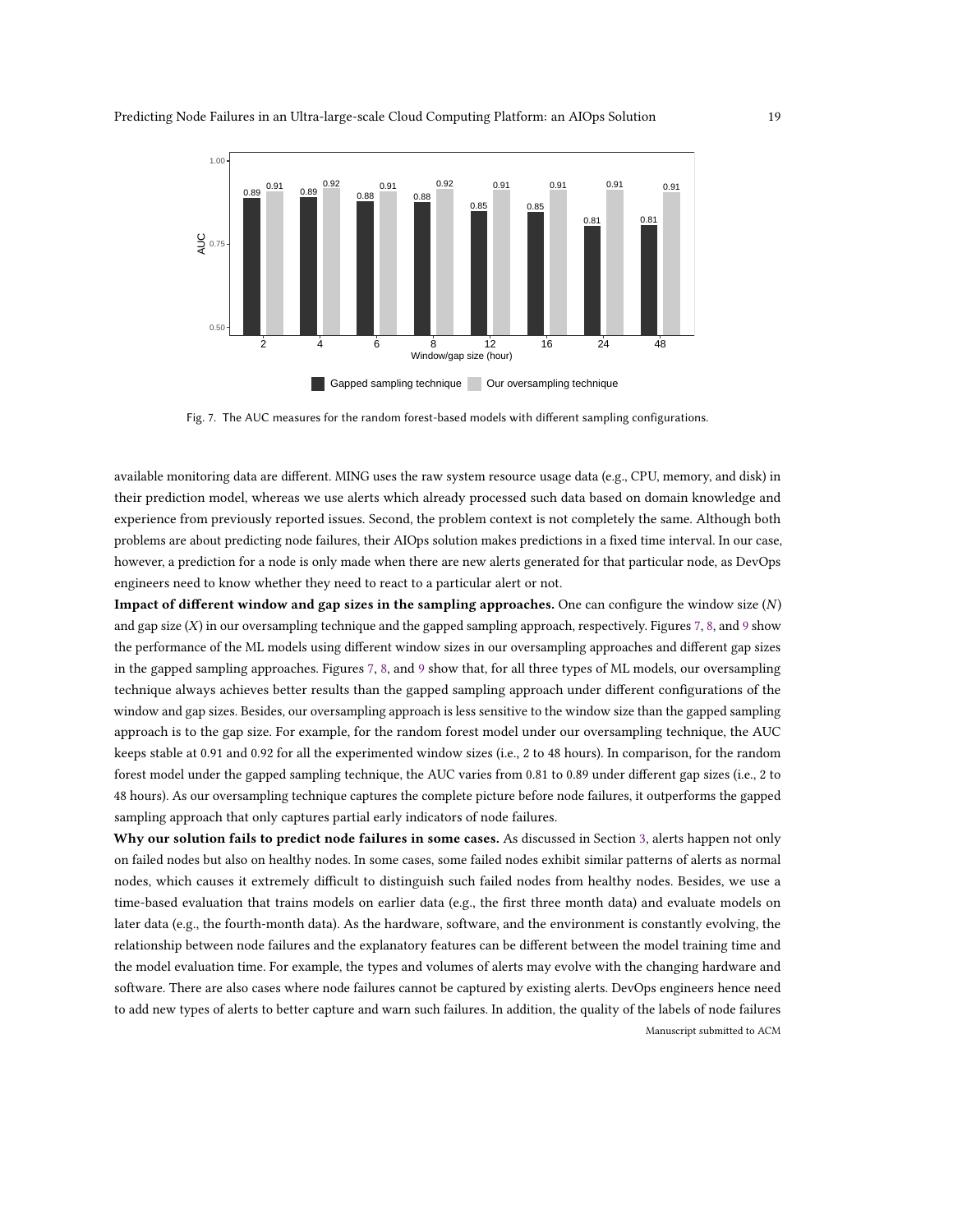Fig. 7. The AUC measures for the random forest-based models with different sampling configurations.

available monitoring data are different. MING uses the raw system resource usage data (e.g., CPU, memory, and disk) in their prediction model, whereas we use alerts which already processed such data based on domain knowledge and experience from previously reported issues. Second, the problem context is not completely the same. Although both problems are about predicting node failures, their AIOps solution makes predictions in a fixed time interval. In our case, however, a prediction for a node is only made when there are new alerts generated for that particular node, as DevOps engineers need to know whether they need to react to a particular alert or not.

**Impact of different window and gap sizes in the sampling approaches.** One can configure the window size ($N$) and gap size ($X$) in our oversampling technique and the gapped sampling approach, respectively. Figures 7, 8, and 9 show the performance of the ML models using different window sizes in our oversampling approaches and different gap sizes in the gapped sampling approaches. Figures 7, 8, and 9 show that, for all three types of ML models, our oversampling technique always achieves better results than the gapped sampling approach under different configurations of the window and gap sizes. Besides, our oversampling approach is less sensitive to the window size than the gapped sampling approach is to the gap size. For example, for the random forest model under our oversampling technique, the AUC keeps stable at 0.91 and 0.92 for all the experimented window sizes (i.e., 2 to 48 hours). In comparison, for the random forest model under the gapped sampling technique, the AUC varies from 0.81 to 0.89 under different gap sizes (i.e., 2 to 48 hours). As our oversampling technique captures the complete picture before node failures, it outperforms the gapped sampling approach that only captures partial early indicators of node failures.

**Why our solution fails to predict node failures in some cases.** As discussed in Section 3, alerts happen not only on failed nodes but also on healthy nodes. In some cases, some failed nodes exhibit similar patterns of alerts as normal nodes, which causes it extremely difficult to distinguish such failed nodes from healthy nodes. Besides, we use a time-based evaluation that trains models on earlier data (e.g., the first three month data) and evaluate models on later data (e.g., the fourth-month data). As the hardware, software, and the environment is constantly evolving, the relationship between node failures and the explanatory features can be different between the model training time and the model evaluation time. For example, the types and volumes of alerts may evolve with the changing hardware and software. There are also cases where node failures cannot be captured by existing alerts. DevOps engineers hence need to add new types of alerts to better capture and warn such failures. In addition, the quality of the labels of node failures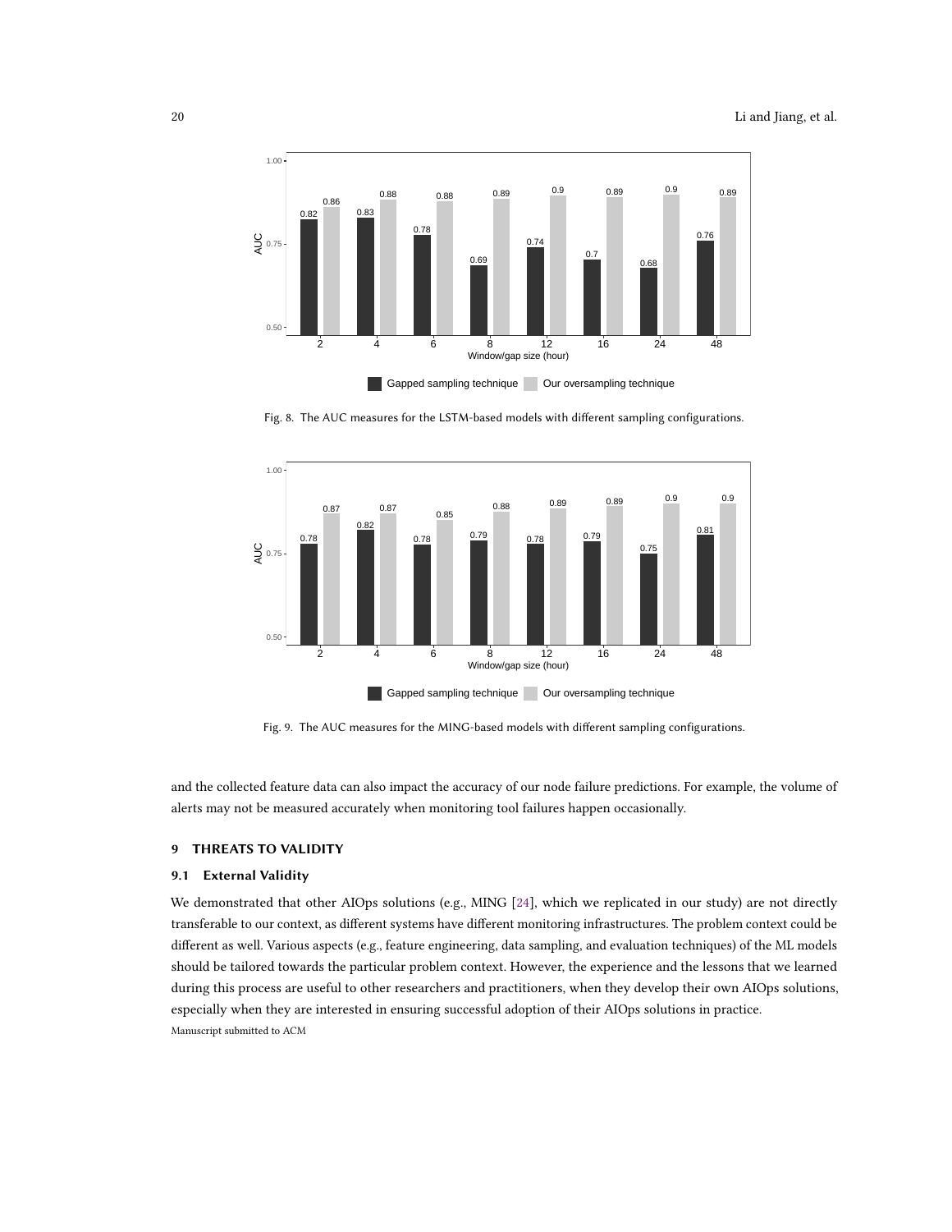Fig. 8. The AUC measures for the LSTM-based models with different sampling configurations.

Fig. 9. The AUC measures for the MING-based models with different sampling configurations.

and the collected feature data can also impact the accuracy of our node failure predictions. For example, the volume of alerts may not be measured accurately when monitoring tool failures happen occasionally.

## 9 THREATS TO VALIDITY

### 9.1 External Validity

We demonstrated that other AIOps solutions (e.g., MING [24], which we replicated in our study) are not directly transferable to our context, as different systems have different monitoring infrastructures. The problem context could be different as well. Various aspects (e.g., feature engineering, data sampling, and evaluation techniques) of the ML models should be tailored towards the particular problem context. However, the experience and the lessons that we learned during this process are useful to other researchers and practitioners, when they develop their own AIOps solutions, especially when they are interested in ensuring successful adoption of their AIOps solutions in practice.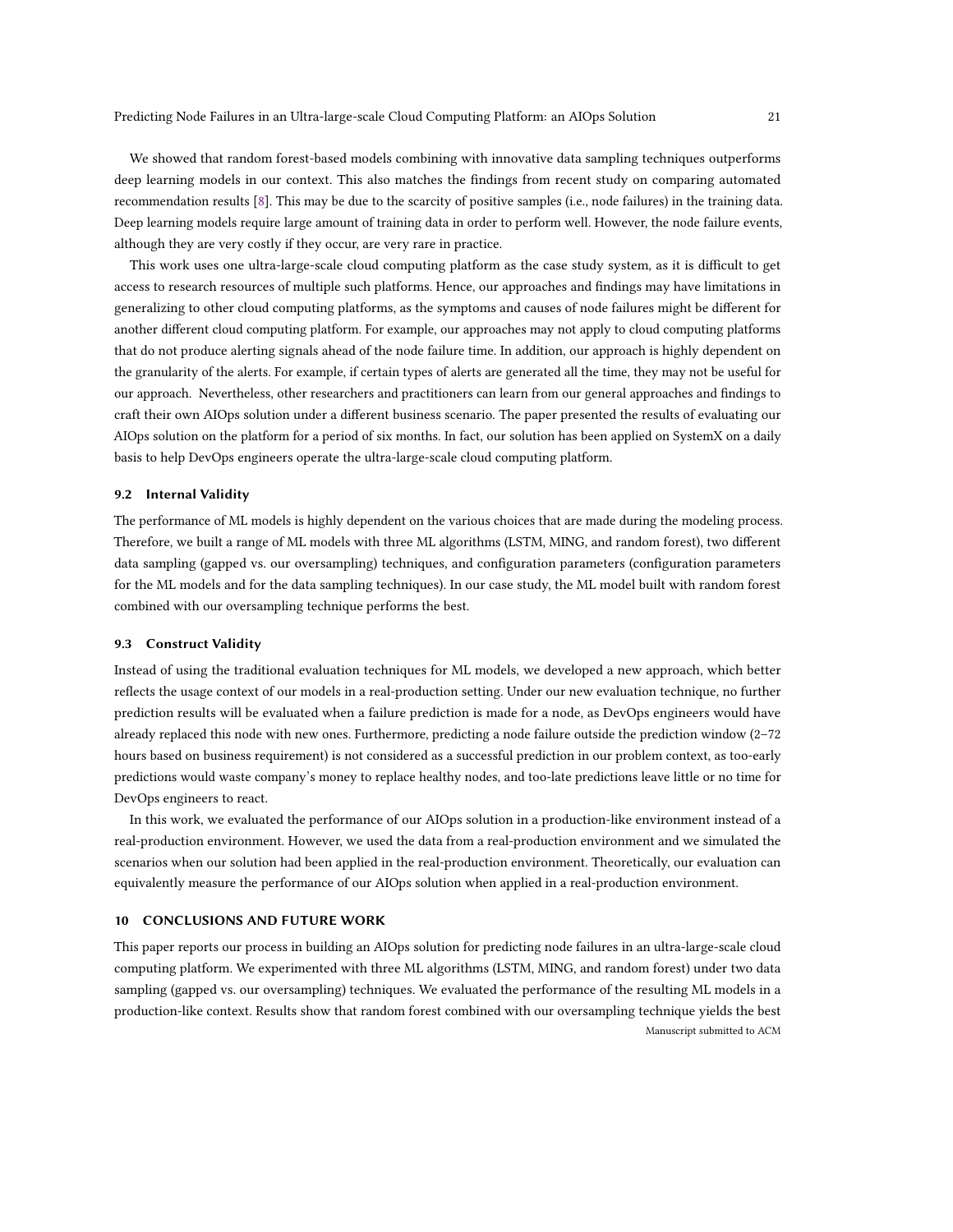We showed that random forest-based models combining with innovative data sampling techniques outperforms deep learning models in our context. This also matches the findings from recent study on comparing automated recommendation results [8]. This may be due to the scarcity of positive samples (i.e., node failures) in the training data. Deep learning models require large amount of training data in order to perform well. However, the node failure events, although they are very costly if they occur, are very rare in practice.

This work uses one ultra-large-scale cloud computing platform as the case study system, as it is difficult to get access to research resources of multiple such platforms. Hence, our approaches and findings may have limitations in generalizing to other cloud computing platforms, as the symptoms and causes of node failures might be different for another different cloud computing platform. For example, our approaches may not apply to cloud computing platforms that do not produce alerting signals ahead of the node failure time. In addition, our approach is highly dependent on the granularity of the alerts. For example, if certain types of alerts are generated all the time, they may not be useful for our approach. Nevertheless, other researchers and practitioners can learn from our general approaches and findings to craft their own AIOps solution under a different business scenario. The paper presented the results of evaluating our AIOps solution on the platform for a period of six months. In fact, our solution has been applied on SystemX on a daily basis to help DevOps engineers operate the ultra-large-scale cloud computing platform.

### 9.2 Internal Validity

The performance of ML models is highly dependent on the various choices that are made during the modeling process. Therefore, we built a range of ML models with three ML algorithms (LSTM, MING, and random forest), two different data sampling (gapped vs. our oversampling) techniques, and configuration parameters (configuration parameters for the ML models and for the data sampling techniques). In our case study, the ML model built with random forest combined with our oversampling technique performs the best.

### 9.3 Construct Validity

Instead of using the traditional evaluation techniques for ML models, we developed a new approach, which better reflects the usage context of our models in a real-production setting. Under our new evaluation technique, no further prediction results will be evaluated when a failure prediction is made for a node, as DevOps engineers would have already replaced this node with new ones. Furthermore, predicting a node failure outside the prediction window (2–72 hours based on business requirement) is not considered as a successful prediction in our problem context, as too-early predictions would waste company's money to replace healthy nodes, and too-late predictions leave little or no time for DevOps engineers to react.

In this work, we evaluated the performance of our AIOps solution in a production-like environment instead of a real-production environment. However, we used the data from a real-production environment and we simulated the scenarios when our solution had been applied in the real-production environment. Theoretically, our evaluation can equivalently measure the performance of our AIOps solution when applied in a real-production environment.

## 10 CONCLUSIONS AND FUTURE WORK

This paper reports our process in building an AIOps solution for predicting node failures in an ultra-large-scale cloud computing platform. We experimented with three ML algorithms (LSTM, MING, and random forest) under two data sampling (gapped vs. our oversampling) techniques. We evaluated the performance of the resulting ML models in a production-like context. Results show that random forest combined with our oversampling technique yields the best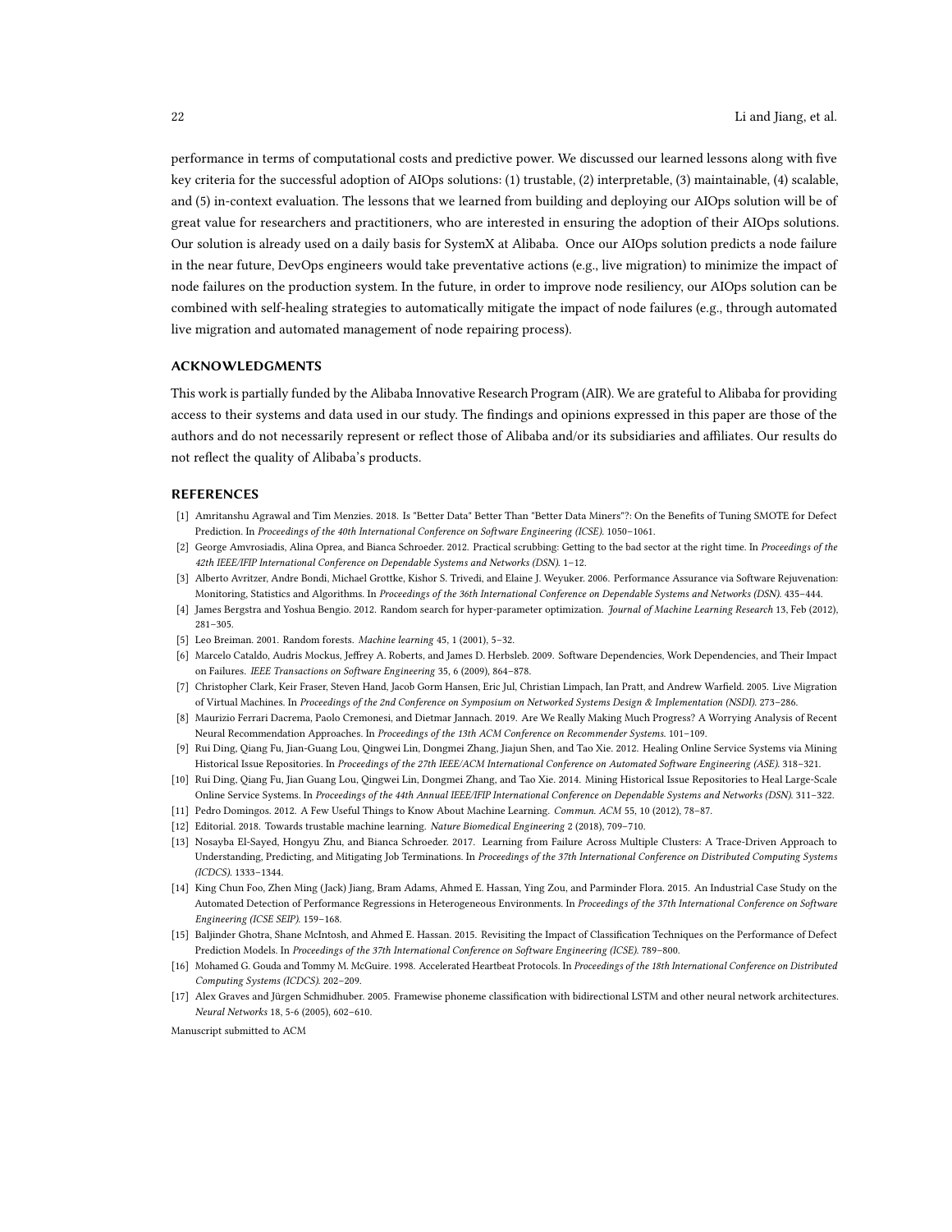performance in terms of computational costs and predictive power. We discussed our learned lessons along with five key criteria for the successful adoption of AIOps solutions: (1) trustable, (2) interpretable, (3) maintainable, (4) scalable, and (5) in-context evaluation. The lessons that we learned from building and deploying our AIOps solution will be of great value for researchers and practitioners, who are interested in ensuring the adoption of their AIOps solutions. Our solution is already used on a daily basis for SystemX at Alibaba. Once our AIOps solution predicts a node failure in the near future, DevOps engineers would take preventative actions (e.g., live migration) to minimize the impact of node failures on the production system. In the future, in order to improve node resiliency, our AIOps solution can be combined with self-healing strategies to automatically mitigate the impact of node failures (e.g., through automated live migration and automated management of node repairing process).

## ACKNOWLEDGMENTS

This work is partially funded by the Alibaba Innovative Research Program (AIR). We are grateful to Alibaba for providing access to their systems and data used in our study. The findings and opinions expressed in this paper are those of the authors and do not necessarily represent or reflect those of Alibaba and/or its subsidiaries and affiliates. Our results do not reflect the quality of Alibaba's products.

## REFERENCES

[1] Amritanshu Agrawal and Tim Menzies. 2018. Is "Better Data" Better Than "Better Data Miners"?: On the Benefits of Tuning SMOTE for Defect Prediction. In *Proceedings of the 40th International Conference on Software Engineering (ICSE)*. 1050–1061.

[2] George Amvrosiadis, Alina Oprea, and Bianca Schroeder. 2012. Practical scrubbing: Getting to the bad sector at the right time. In *Proceedings of the 42th IEEE/IFIP International Conference on Dependable Systems and Networks (DSN)*. 1–12.

[3] Alberto Avritzer, Andre Bondi, Michael Grottke, Kishor S. Trivedi, and Elaine J. Weyuker. 2006. Performance Assurance via Software Rejuvenation: Monitoring, Statistics and Algorithms. In *Proceedings of the 36th International Conference on Dependable Systems and Networks (DSN)*. 435–444.

[4] James Bergstra and Yoshua Bengio. 2012. Random search for hyper-parameter optimization. *Journal of Machine Learning Research* 13, Feb (2012), 281–305.

[5] Leo Breiman. 2001. Random forests. *Machine learning* 45, 1 (2001), 5–32.

[6] Marcelo Cataldo, Audris Mockus, Jeffrey A. Roberts, and James D. Herbsleb. 2009. Software Dependencies, Work Dependencies, and Their Impact on Failures. *IEEE Transactions on Software Engineering* 35, 6 (2009), 864–878.

[7] Christopher Clark, Keir Fraser, Steven Hand, Jacob Gorm Hansen, Eric Jul, Christian Limpach, Ian Pratt, and Andrew Warfield. 2005. Live Migration of Virtual Machines. In *Proceedings of the 2nd Conference on Symposium on Networked Systems Design & Implementation (NSDI)*. 273–286.

[8] Maurizio Ferrari Dacrema, Paolo Cremonesi, and Dietmar Jannach. 2019. Are We Really Making Much Progress? A Worrying Analysis of Recent Neural Recommendation Approaches. In *Proceedings of the 13th ACM Conference on Recommender Systems*. 101–109.

[9] Rui Ding, Qiang Fu, Jian-Guang Lou, Qingwei Lin, Dongmei Zhang, Jiajun Shen, and Tao Xie. 2012. Healing Online Service Systems via Mining Historical Issue Repositories. In *Proceedings of the 27th IEEE/ACM International Conference on Automated Software Engineering (ASE)*. 318–321.

[10] Rui Ding, Qiang Fu, Jian Guang Lou, Qingwei Lin, Dongmei Zhang, and Tao Xie. 2014. Mining Historical Issue Repositories to Heal Large-Scale Online Service Systems. In *Proceedings of the 44th Annual IEEE/IFIP International Conference on Dependable Systems and Networks (DSN)*. 311–322.

[11] Pedro Domingos. 2012. A Few Useful Things to Know About Machine Learning. *Commun. ACM* 55, 10 (2012), 78–87.

[12] Editorial. 2018. Towards trustable machine learning. *Nature Biomedical Engineering* 2 (2018), 709–710.

[13] Nosayba El-Sayed, Hongyu Zhu, and Bianca Schroeder. 2017. Learning from Failure Across Multiple Clusters: A Trace-Driven Approach to Understanding, Predicting, and Mitigating Job Terminations. In *Proceedings of the 37th International Conference on Distributed Computing Systems (ICDCS)*. 1333–1344.

[14] King Chun Foo, Zhen Ming (Jack) Jiang, Bram Adams, Ahmed E. Hassan, Ying Zou, and Parminder Flora. 2015. An Industrial Case Study on the Automated Detection of Performance Regressions in Heterogeneous Environments. In *Proceedings of the 37th International Conference on Software Engineering (ICSE SEIP)*. 159–168.

[15] Baljinder Ghotra, Shane McIntosh, and Ahmed E. Hassan. 2015. Revisiting the Impact of Classification Techniques on the Performance of Defect Prediction Models. In *Proceedings of the 37th International Conference on Software Engineering (ICSE)*. 789–800.

[16] Mohamed G. Gouda and Tommy M. McGuire. 1998. Accelerated Heartbeat Protocols. In *Proceedings of the 18th International Conference on Distributed Computing Systems (ICDCS)*. 202–209.

[17] Alex Graves and Jürgen Schmidhuber. 2005. Framewise phoneme classification with bidirectional LSTM and other neural network architectures. *Neural Networks* 18, 5-6 (2005), 602–610.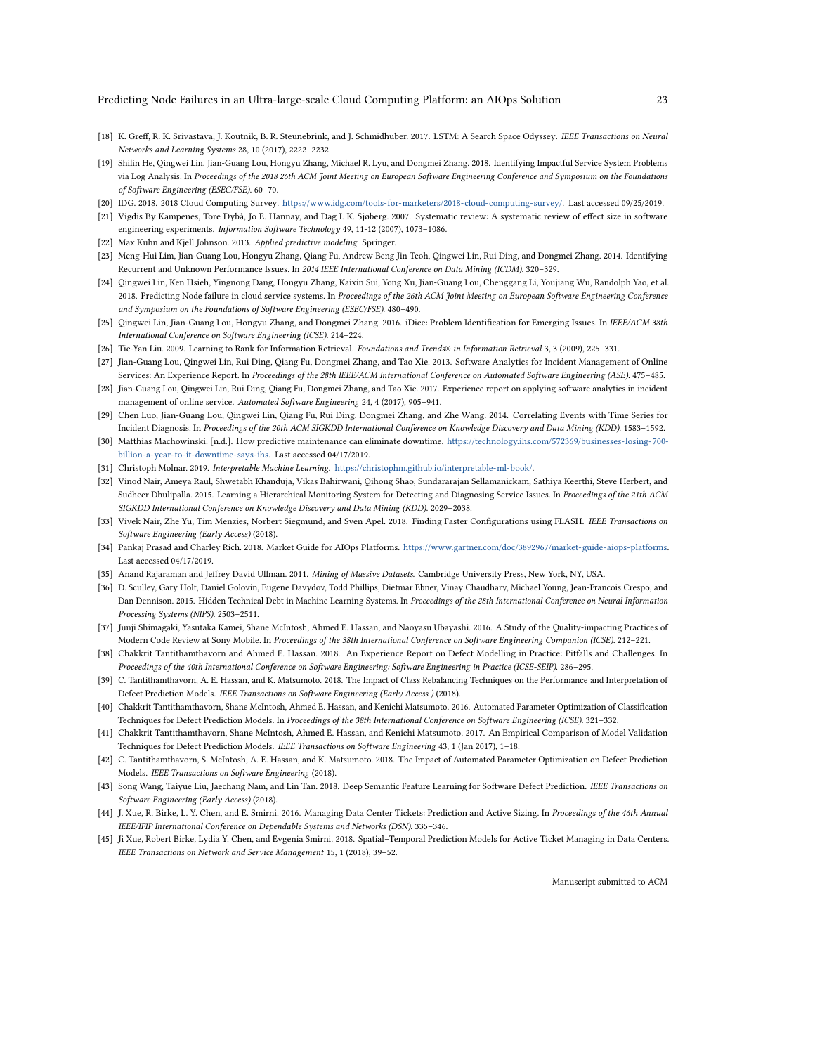[18] K. Greff, R. K. Srivastava, J. Koutnik, B. R. Steunebrink, and J. Schmidhuber. 2017. LSTM: A Search Space Odyssey. *IEEE Transactions on Neural Networks and Learning Systems* 28, 10 (2017), 2222–2232.

[19] Shilin He, Qingwei Lin, Jian-Guang Lou, Hongyu Zhang, Michael R. Lyu, and Dongmei Zhang. 2018. Identifying Impactful Service System Problems via Log Analysis. In *Proceedings of the 2018 26th ACM Joint Meeting on European Software Engineering Conference and Symposium on the Foundations of Software Engineering (ESEC/FSE)*. 60–70.

[20] IDG. 2018. 2018 Cloud Computing Survey. https://www.idg.com/tools-for-marketers/2018-cloud-computing-survey/. Last accessed 09/25/2019.

[21] Vigdis By Kampenes, Tore Dybå, Jo E. Hannay, and Dag I. K. Sjøberg. 2007. Systematic review: A systematic review of effect size in software engineering experiments. *Information Software Technology* 49, 11-12 (2007), 1073–1086.

[22] Max Kuhn and Kjell Johnson. 2013. *Applied predictive modeling*. Springer.

[23] Meng-Hui Lim, Jian-Guang Lou, Hongyu Zhang, Qiang Fu, Andrew Beng Jin Teoh, Qingwei Lin, Rui Ding, and Dongmei Zhang. 2014. Identifying Recurrent and Unknown Performance Issues. In *2014 IEEE International Conference on Data Mining (ICDM)*. 320–329.

[24] Qingwei Lin, Ken Hsieh, Yingnong Dang, Hongyu Zhang, Kaixin Sui, Yong Xu, Jian-Guang Lou, Chenggang Li, Youjiang Wu, Randolph Yao, et al. 2018. Predicting Node failure in cloud service systems. In *Proceedings of the 26th ACM Joint Meeting on European Software Engineering Conference and Symposium on the Foundations of Software Engineering (ESEC/FSE)*. 480–490.

[25] Qingwei Lin, Jian-Guang Lou, Hongyu Zhang, and Dongmei Zhang. 2016. iDice: Problem Identification for Emerging Issues. In *IEEE/ACM 38th International Conference on Software Engineering (ICSE)*. 214–224.

[26] Tie-Yan Liu. 2009. Learning to Rank for Information Retrieval. *Foundations and Trends® in Information Retrieval* 3, 3 (2009), 225–331.

[27] Jian-Guang Lou, Qingwei Lin, Rui Ding, Qiang Fu, Dongmei Zhang, and Tao Xie. 2013. Software Analytics for Incident Management of Online Services: An Experience Report. In *Proceedings of the 28th IEEE/ACM International Conference on Automated Software Engineering (ASE)*. 475–485.

[28] Jian-Guang Lou, Qingwei Lin, Rui Ding, Qiang Fu, Dongmei Zhang, and Tao Xie. 2017. Experience report on applying software analytics in incident management of online service. *Automated Software Engineering* 24, 4 (2017), 905–941.

[29] Chen Luo, Jian-Guang Lou, Qingwei Lin, Qiang Fu, Rui Ding, Dongmei Zhang, and Zhe Wang. 2014. Correlating Events with Time Series for Incident Diagnosis. In *Proceedings of the 20th ACM SIGKDD International Conference on Knowledge Discovery and Data Mining (KDD)*. 1583–1592.

[30] Matthias Machowinski. [n.d.]. How predictive maintenance can eliminate downtime. https://technology.ihs.com/572369/businesses-losing-700-billion-a-year-to-it-downtime-says-ihs. Last accessed 04/17/2019.

[31] Christoph Molnar. 2019. *Interpretable Machine Learning*. https://christophm.github.io/interpretable-ml-book/.

[32] Vinod Nair, Ameya Raul, Shwetabh Khanduja, Vikas Bahirwani, Qihong Shao, Sundararajan Sellamanickam, Sathiya Keerthi, Steve Herbert, and Sudheer Dhulipalla. 2015. Learning a Hierarchical Monitoring System for Detecting and Diagnosing Service Issues. In *Proceedings of the 21th ACM SIGKDD International Conference on Knowledge Discovery and Data Mining (KDD)*. 2029–2038.

[33] Vivek Nair, Zhe Yu, Tim Menzies, Norbert Siegmund, and Sven Apel. 2018. Finding Faster Configurations using FLASH. *IEEE Transactions on Software Engineering (Early Access)* (2018).

[34] Pankaj Prasad and Charley Rich. 2018. Market Guide for AIOps Platforms. https://www.gartner.com/doc/3892967/market-guide-aiops-platforms. Last accessed 04/17/2019.

[35] Anand Rajaraman and Jeffrey David Ullman. 2011. *Mining of Massive Datasets*. Cambridge University Press, New York, NY, USA.

[36] D. Sculley, Gary Holt, Daniel Golovin, Eugene Davydov, Todd Phillips, Dietmar Ebner, Vinay Chaudhary, Michael Young, Jean-Francois Crespo, and Dan Dennison. 2015. Hidden Technical Debt in Machine Learning Systems. In *Proceedings of the 28th International Conference on Neural Information Processing Systems (NIPS)*. 2503–2511.

[37] Junji Shimagaki, Yasutaka Kamei, Shane McIntosh, Ahmed E. Hassan, and Naoyasu Ubayashi. 2016. A Study of the Quality-impacting Practices of Modern Code Review at Sony Mobile. In *Proceedings of the 38th International Conference on Software Engineering Companion (ICSE)*. 212–221.

[38] Chakkrit Tantithamthavorn and Ahmed E. Hassan. 2018. An Experience Report on Defect Modelling in Practice: Pitfalls and Challenges. In *Proceedings of the 40th International Conference on Software Engineering: Software Engineering in Practice (ICSE-SEIP)*. 286–295.

[39] C. Tantithamthavorn, A. E. Hassan, and K. Matsumoto. 2018. The Impact of Class Rebalancing Techniques on the Performance and Interpretation of Defect Prediction Models. *IEEE Transactions on Software Engineering (Early Access )* (2018).

[40] Chakkrit Tantithamthavorn, Shane McIntosh, Ahmed E. Hassan, and Kenichi Matsumoto. 2016. Automated Parameter Optimization of Classification Techniques for Defect Prediction Models. In *Proceedings of the 38th International Conference on Software Engineering (ICSE)*. 321–332.

[41] Chakkrit Tantithamthavorn, Shane McIntosh, Ahmed E. Hassan, and Kenichi Matsumoto. 2017. An Empirical Comparison of Model Validation Techniques for Defect Prediction Models. *IEEE Transactions on Software Engineering* 43, 1 (Jan 2017), 1–18.

[42] C. Tantithamthavorn, S. McIntosh, A. E. Hassan, and K. Matsumoto. 2018. The Impact of Automated Parameter Optimization on Defect Prediction Models. *IEEE Transactions on Software Engineering* (2018).

[43] Song Wang, Taiyue Liu, Jaechang Nam, and Lin Tan. 2018. Deep Semantic Feature Learning for Software Defect Prediction. *IEEE Transactions on Software Engineering (Early Access)* (2018).

[44] J. Xue, R. Birke, L. Y. Chen, and E. Smirni. 2016. Managing Data Center Tickets: Prediction and Active Sizing. In *Proceedings of the 46th Annual IEEE/IFIP International Conference on Dependable Systems and Networks (DSN)*. 335–346.

[45] Ji Xue, Robert Birke, Lydia Y. Chen, and Evgenia Smirni. 2018. Spatial–Temporal Prediction Models for Active Ticket Managing in Data Centers. *IEEE Transactions on Network and Service Management* 15, 1 (2018), 39–52.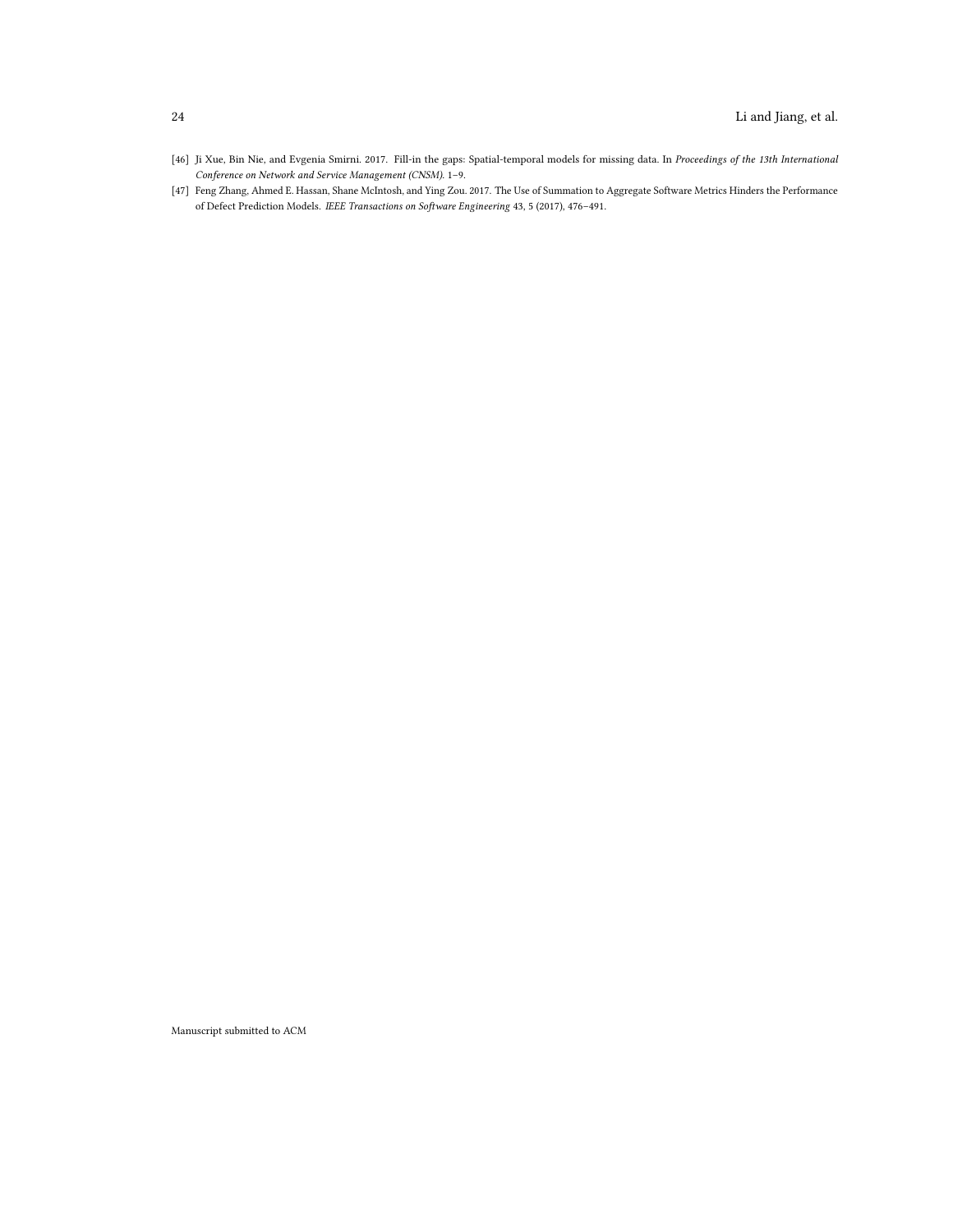[46] Ji Xue, Bin Nie, and Evgenia Smirni. 2017. Fill-in the gaps: Spatial-temporal models for missing data. In *Proceedings of the 13th International Conference on Network and Service Management (CNSM)*. 1–9.

[47] Feng Zhang, Ahmed E. Hassan, Shane McIntosh, and Ying Zou. 2017. The Use of Summation to Aggregate Software Metrics Hinders the Performance of Defect Prediction Models. *IEEE Transactions on Software Engineering* 43, 5 (2017), 476–491.